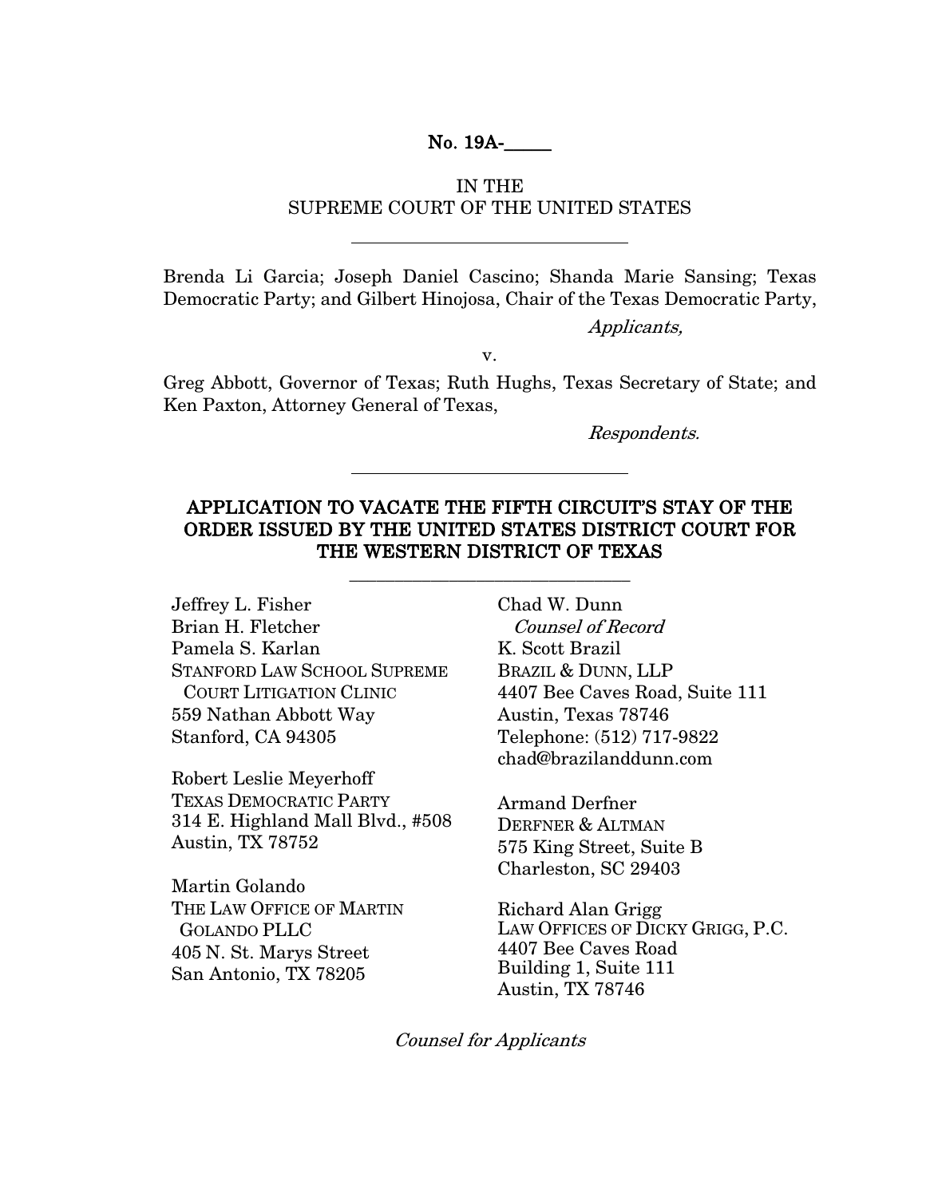**No. 19A-\_\_\_\_\_**

IN THE
SUPREME COURT OF THE UNITED STATES

---

Brenda Li Garcia; Joseph Daniel Cascino; Shanda Marie Sansing; Texas Democratic Party; and Gilbert Hinojosa, Chair of the Texas Democratic Party,

*Applicants,*

v.

Greg Abbott, Governor of Texas; Ruth Hughs, Texas Secretary of State; and Ken Paxton, Attorney General of Texas,

*Respondents.*

---

# APPLICATION TO VACATE THE FIFTH CIRCUIT'S STAY OF THE ORDER ISSUED BY THE UNITED STATES DISTRICT COURT FOR THE WESTERN DISTRICT OF TEXAS

---

Jeffrey L. Fisher
Brian H. Fletcher
Pamela S. Karlan
STANFORD LAW SCHOOL SUPREME COURT LITIGATION CLINIC
559 Nathan Abbott Way
Stanford, CA 94305

Robert Leslie Meyerhoff
TEXAS DEMOCRATIC PARTY
314 E. Highland Mall Blvd., #508
Austin, TX 78752

Martin Golando
THE LAW OFFICE OF MARTIN GOLANDO PLLC
405 N. St. Marys Street
San Antonio, TX 78205

Chad W. Dunn
*Counsel of Record*
K. Scott Brazil
BRAZIL & DUNN, LLP
4407 Bee Caves Road, Suite 111
Austin, Texas 78746
Telephone: (512) 717-9822
chad@brazilanddunn.com

Armand Derfner
DERFNER & ALTMAN
575 King Street, Suite B
Charleston, SC 29403

Richard Alan Grigg
LAW OFFICES OF DICKY GRIGG, P.C.
4407 Bee Caves Road
Building 1, Suite 111
Austin, TX 78746

*Counsel for Applicants*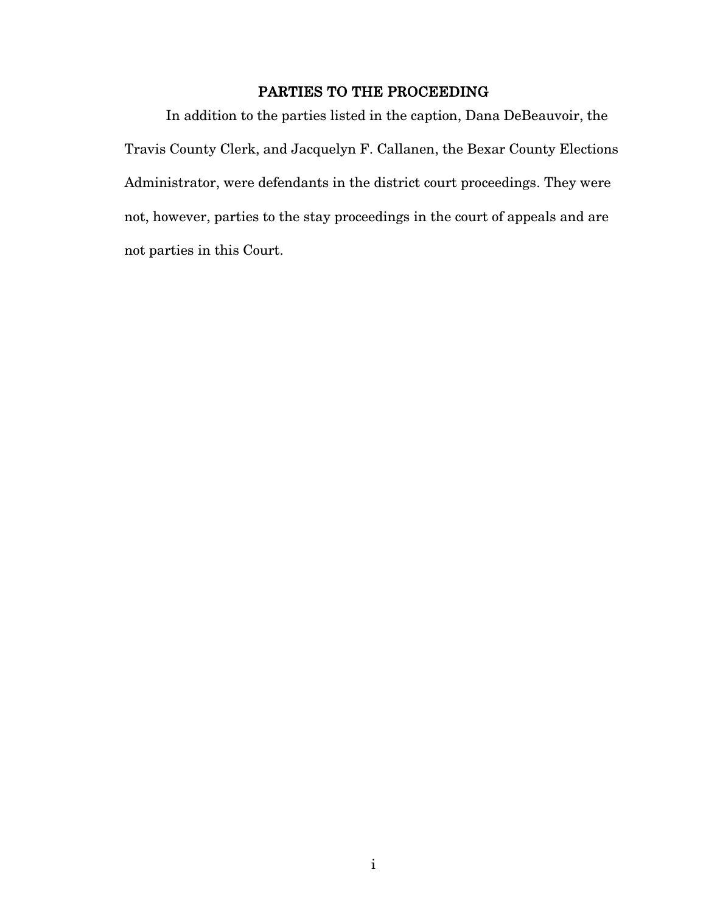## PARTIES TO THE PROCEEDING

In addition to the parties listed in the caption, Dana DeBeauvoir, the Travis County Clerk, and Jacquelyn F. Callanen, the Bexar County Elections Administrator, were defendants in the district court proceedings. They were not, however, parties to the stay proceedings in the court of appeals and are not parties in this Court.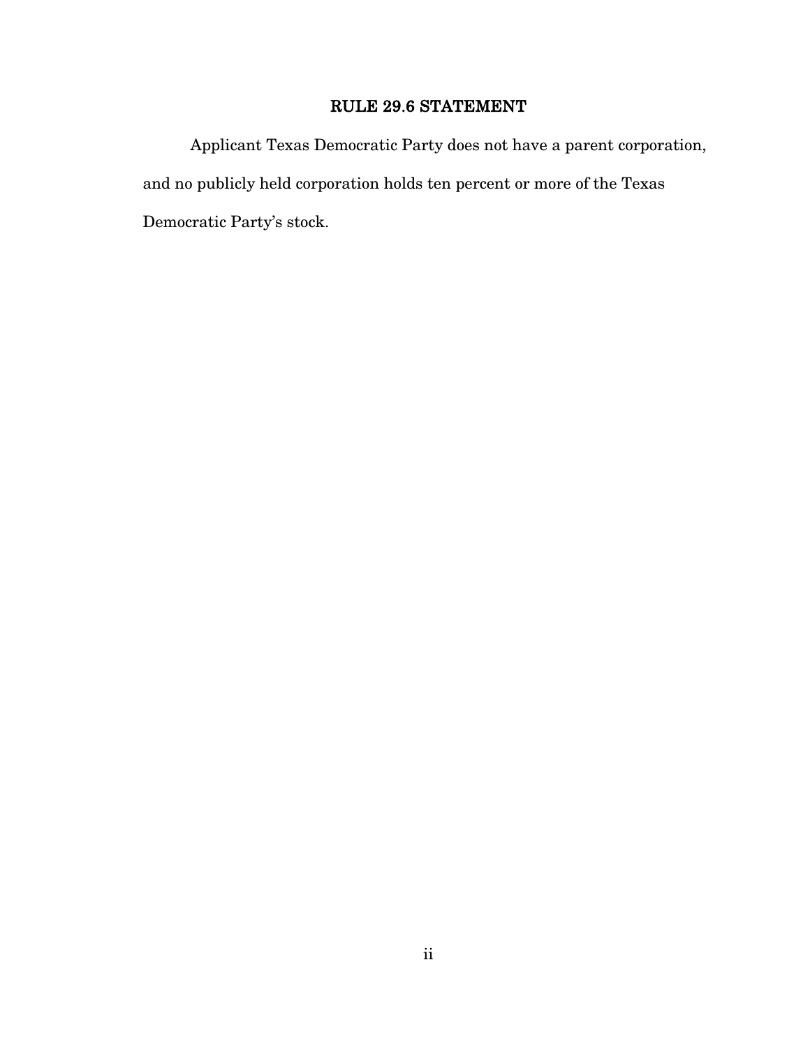# RULE 29.6 STATEMENT

Applicant Texas Democratic Party does not have a parent corporation, and no publicly held corporation holds ten percent or more of the Texas Democratic Party's stock.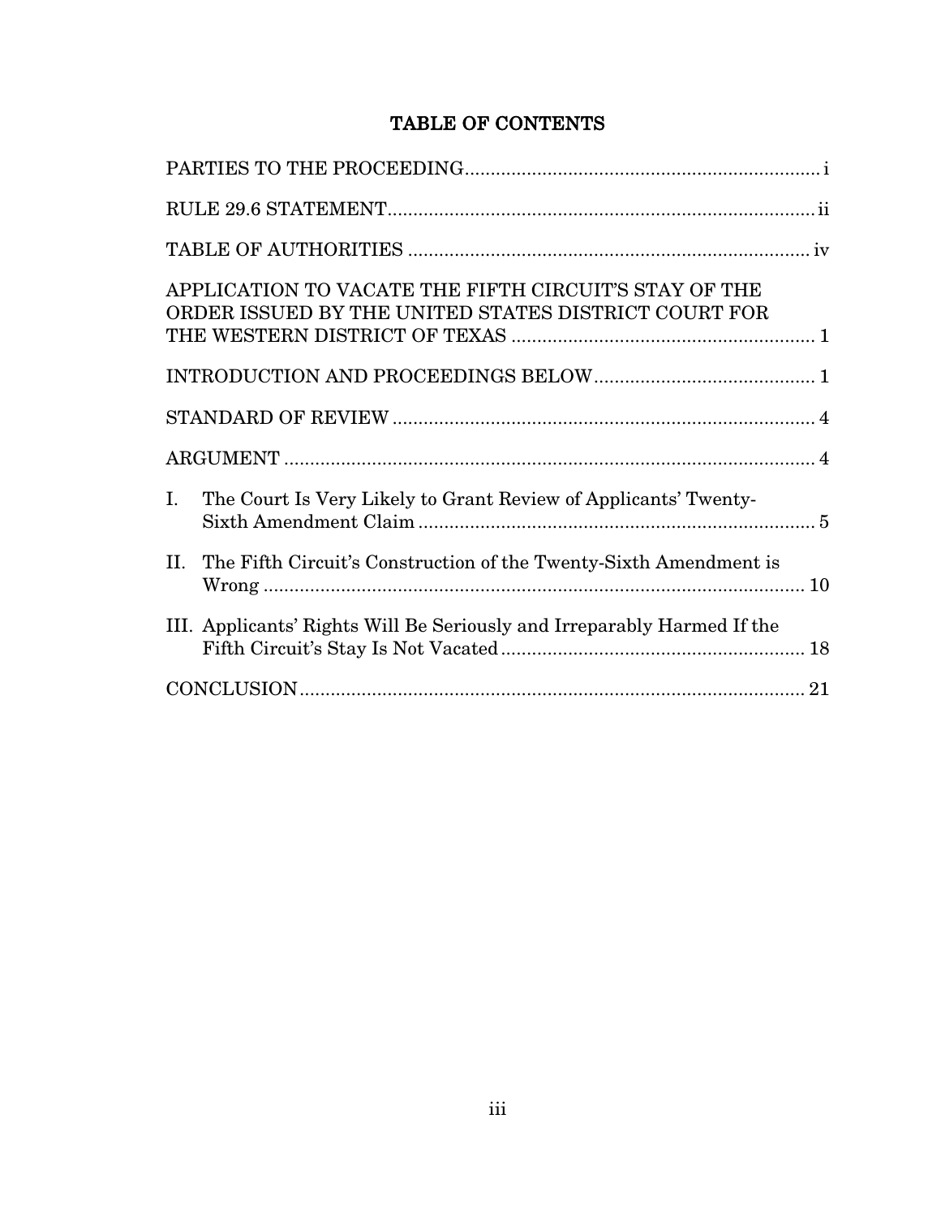# TABLE OF CONTENTS

| | |
|---|---|
| PARTIES TO THE PROCEEDING | i |
| RULE 29.6 STATEMENT | ii |
| TABLE OF AUTHORITIES | iv |
| APPLICATION TO VACATE THE FIFTH CIRCUIT'S STAY OF THE ORDER ISSUED BY THE UNITED STATES DISTRICT COURT FOR THE WESTERN DISTRICT OF TEXAS | 1 |
| INTRODUCTION AND PROCEEDINGS BELOW | 1 |
| STANDARD OF REVIEW | 4 |
| ARGUMENT | 4 |
| I. The Court Is Very Likely to Grant Review of Applicants' Twenty-Sixth Amendment Claim | 5 |
| II. The Fifth Circuit's Construction of the Twenty-Sixth Amendment is Wrong | 10 |
| III. Applicants' Rights Will Be Seriously and Irreparably Harmed If the Fifth Circuit's Stay Is Not Vacated | 18 |
| CONCLUSION | 21 |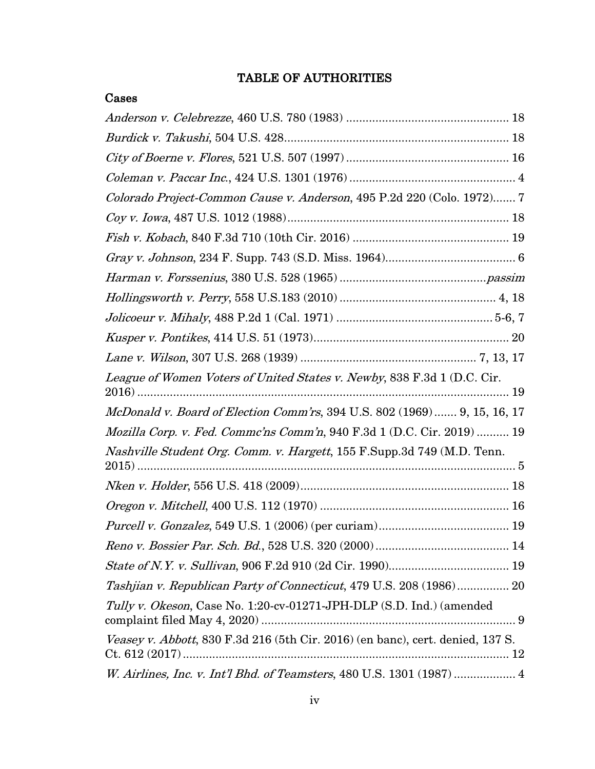# TABLE OF AUTHORITIES

## Cases

*Anderson v. Celebrezze*, 460 U.S. 780 (1983) .................................................. 18

*Burdick v. Takushi*, 504 U.S. 428..................................................................... 18

*City of Boerne v. Flores*, 521 U.S. 507 (1997) ................................................. 16

*Coleman v. Paccar Inc.*, 424 U.S. 1301 (1976) .................................................. 4

*Colorado Project-Common Cause v. Anderson*, 495 P.2d 220 (Colo. 1972)....... 7

*Coy v. Iowa*, 487 U.S. 1012 (1988).................................................................... 18

*Fish v. Kobach*, 840 F.3d 710 (10th Cir. 2016) ................................................ 19

*Gray v. Johnson*, 234 F. Supp. 743 (S.D. Miss. 1964)........................................ 6

*Harman v. Forssenius*, 380 U.S. 528 (1965) ............................................*passim*

*Hollingsworth v. Perry*, 558 U.S.183 (2010) ................................................ 4, 18

*Jolicoeur v. Mihaly*, 488 P.2d 1 (Cal. 1971) ................................................ 5-6, 7

*Kusper v. Pontikes*, 414 U.S. 51 (1973)............................................................ 20

*Lane v. Wilson*, 307 U.S. 268 (1939) ...................................................... 7, 13, 17

*League of Women Voters of United States v. Newby*, 838 F.3d 1 (D.C. Cir. 2016) .................................................................................................... 19

*McDonald v. Board of Election Comm'rs*, 394 U.S. 802 (1969) ....... 9, 15, 16, 17

*Mozilla Corp. v. Fed. Commc'ns Comm'n*, 940 F.3d 1 (D.C. Cir. 2019) .......... 19

*Nashville Student Org. Comm. v. Hargett*, 155 F.Supp.3d 749 (M.D. Tenn. 2015) ...................................................................................................... 5

*Nken v. Holder*, 556 U.S. 418 (2009)................................................................ 18

*Oregon v. Mitchell*, 400 U.S. 112 (1970) .......................................................... 16

*Purcell v. Gonzalez*, 549 U.S. 1 (2006) (per curiam)........................................ 19

*Reno v. Bossier Par. Sch. Bd.*, 528 U.S. 320 (2000) ......................................... 14

*State of N.Y. v. Sullivan*, 906 F.2d 910 (2d Cir. 1990)..................................... 19

*Tashjian v. Republican Party of Connecticut*, 479 U.S. 208 (1986)................ 20

*Tully v. Okeson*, Case No. 1:20-cv-01271-JPH-DLP (S.D. Ind.) (amended complaint filed May 4, 2020) ............................................................................... 9

*Veasey v. Abbott*, 830 F.3d 216 (5th Cir. 2016) (en banc), cert. denied, 137 S. Ct. 612 (2017) .................................................................................................... 12

*W. Airlines, Inc. v. Int'l Bhd. of Teamsters*, 480 U.S. 1301 (1987) ................... 4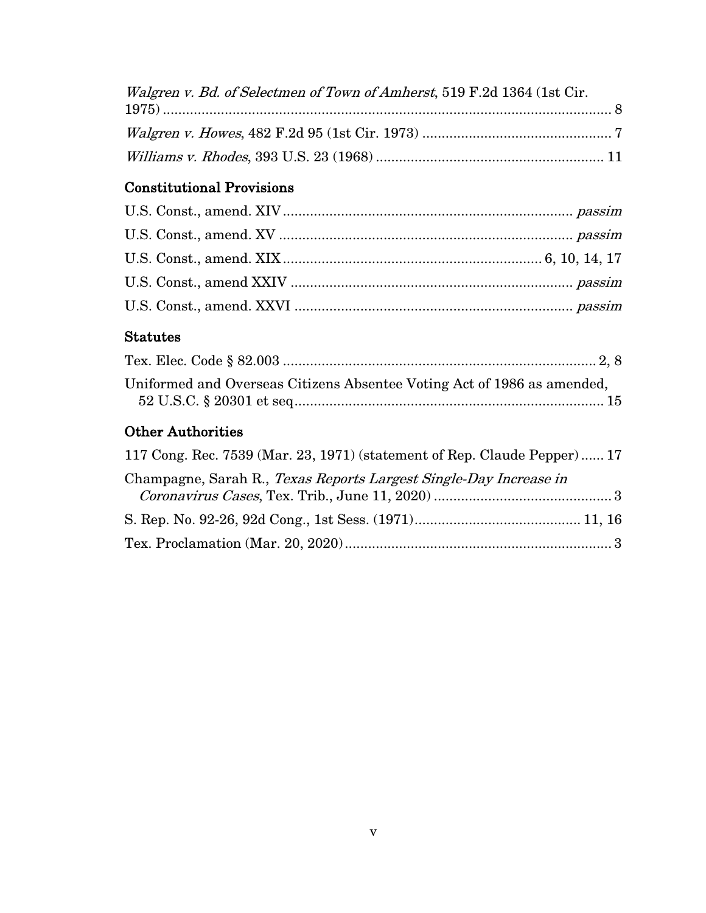*Walgren v. Bd. of Selectmen of Town of Amherst*, 519 F.2d 1364 (1st Cir. 1975) .................................................................................................... 8

*Walgren v. Howes*, 482 F.2d 95 (1st Cir. 1973) ................................................ 7

*Williams v. Rhodes*, 393 U.S. 23 (1968) .......................................................... 11

### Constitutional Provisions

U.S. Const., amend. XIV.......................................................................... *passim*

U.S. Const., amend. XV ........................................................................... *passim*

U.S. Const., amend. XIX ................................................................. 6, 10, 14, 17

U.S. Const., amend XXIV ........................................................................ *passim*

U.S. Const., amend. XXVI ....................................................................... *passim*

### Statutes

Tex. Elec. Code § 82.003 ................................................................................ 2, 8

Uniformed and Overseas Citizens Absentee Voting Act of 1986 as amended, 52 U.S.C. § 20301 et seq ............................................................................. 15

### Other Authorities

117 Cong. Rec. 7539 (Mar. 23, 1971) (statement of Rep. Claude Pepper) ...... 17

Champagne, Sarah R., *Texas Reports Largest Single-Day Increase in Coronavirus Cases*, Tex. Trib., June 11, 2020) ............................................. 3

S. Rep. No. 92-26, 92d Cong., 1st Sess. (1971) .......................................... 11, 16

Tex. Proclamation (Mar. 20, 2020) .................................................................... 3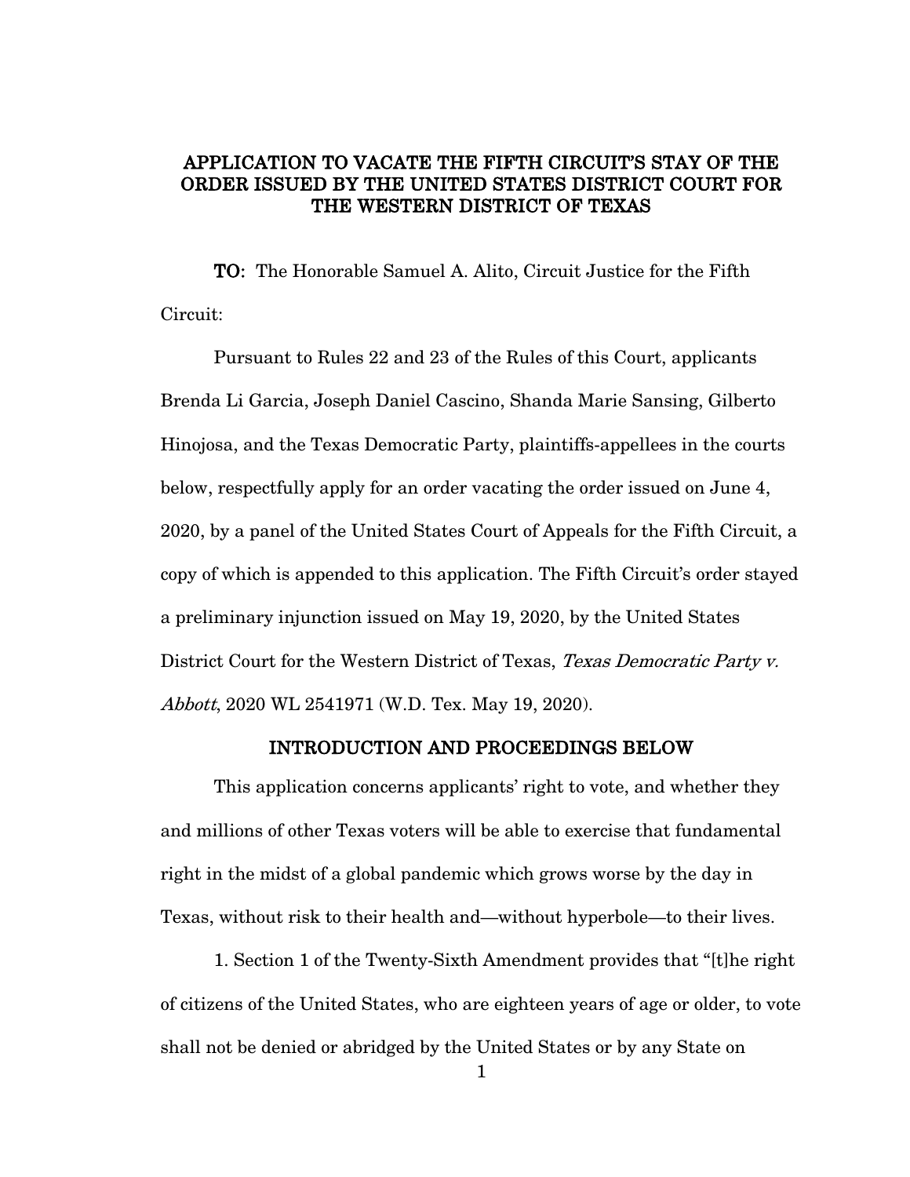## APPLICATION TO VACATE THE FIFTH CIRCUIT'S STAY OF THE ORDER ISSUED BY THE UNITED STATES DISTRICT COURT FOR THE WESTERN DISTRICT OF TEXAS

**TO:** The Honorable Samuel A. Alito, Circuit Justice for the Fifth Circuit:

Pursuant to Rules 22 and 23 of the Rules of this Court, applicants Brenda Li Garcia, Joseph Daniel Cascino, Shanda Marie Sansing, Gilberto Hinojosa, and the Texas Democratic Party, plaintiffs-appellees in the courts below, respectfully apply for an order vacating the order issued on June 4, 2020, by a panel of the United States Court of Appeals for the Fifth Circuit, a copy of which is appended to this application. The Fifth Circuit's order stayed a preliminary injunction issued on May 19, 2020, by the United States District Court for the Western District of Texas, *Texas Democratic Party v. Abbott*, 2020 WL 2541971 (W.D. Tex. May 19, 2020).

## INTRODUCTION AND PROCEEDINGS BELOW

This application concerns applicants' right to vote, and whether they and millions of other Texas voters will be able to exercise that fundamental right in the midst of a global pandemic which grows worse by the day in Texas, without risk to their health and—without hyperbole—to their lives.

1. Section 1 of the Twenty-Sixth Amendment provides that "[t]he right of citizens of the United States, who are eighteen years of age or older, to vote shall not be denied or abridged by the United States or by any State on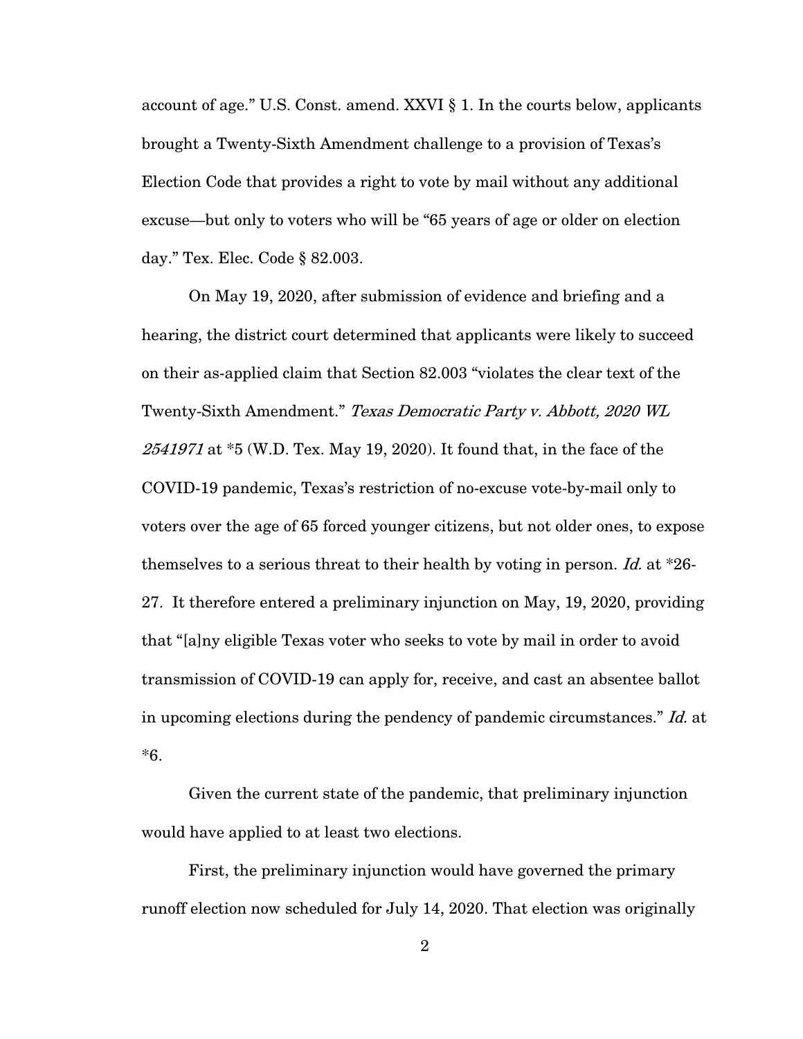account of age." U.S. Const. amend. XXVI § 1. In the courts below, applicants brought a Twenty-Sixth Amendment challenge to a provision of Texas's Election Code that provides a right to vote by mail without any additional excuse—but only to voters who will be "65 years of age or older on election day." Tex. Elec. Code § 82.003.

On May 19, 2020, after submission of evidence and briefing and a hearing, the district court determined that applicants were likely to succeed on their as-applied claim that Section 82.003 "violates the clear text of the Twenty-Sixth Amendment." *Texas Democratic Party v. Abbott, 2020 WL 2541971* at *5 (W.D. Tex. May 19, 2020). It found that, in the face of the COVID-19 pandemic, Texas's restriction of no-excuse vote-by-mail only to voters over the age of 65 forced younger citizens, but not older ones, to expose themselves to a serious threat to their health by voting in person. *Id.* at *26-27. It therefore entered a preliminary injunction on May, 19, 2020, providing that "[a]ny eligible Texas voter who seeks to vote by mail in order to avoid transmission of COVID-19 can apply for, receive, and cast an absentee ballot in upcoming elections during the pendency of pandemic circumstances." *Id.* at *6.

Given the current state of the pandemic, that preliminary injunction would have applied to at least two elections.

First, the preliminary injunction would have governed the primary runoff election now scheduled for July 14, 2020. That election was originally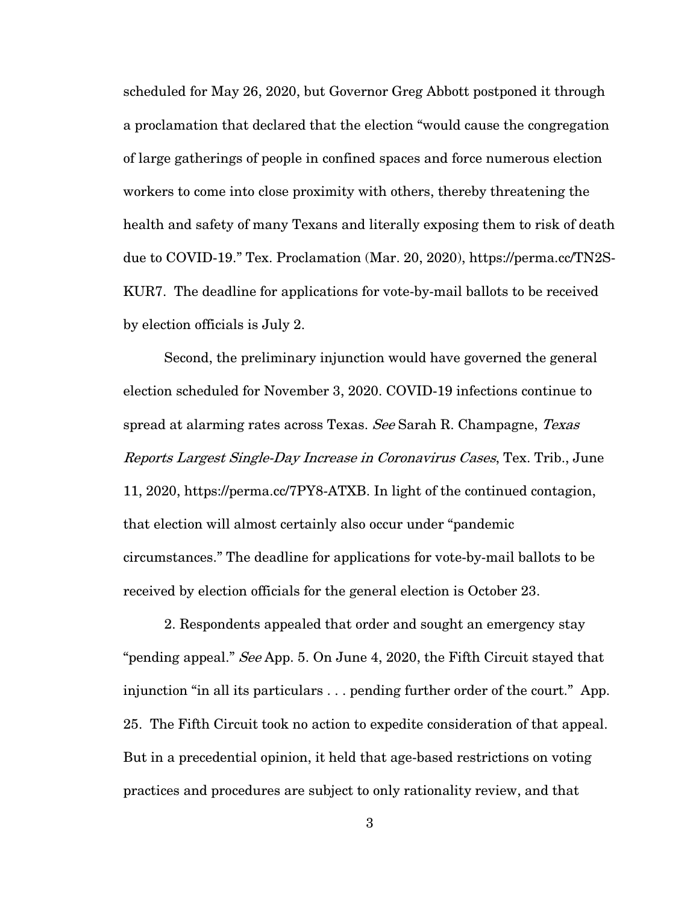scheduled for May 26, 2020, but Governor Greg Abbott postponed it through a proclamation that declared that the election "would cause the congregation of large gatherings of people in confined spaces and force numerous election workers to come into close proximity with others, thereby threatening the health and safety of many Texans and literally exposing them to risk of death due to COVID-19." Tex. Proclamation (Mar. 20, 2020), https://perma.cc/TN2S-KUR7. The deadline for applications for vote-by-mail ballots to be received by election officials is July 2.

Second, the preliminary injunction would have governed the general election scheduled for November 3, 2020. COVID-19 infections continue to spread at alarming rates across Texas. *See* Sarah R. Champagne, *Texas Reports Largest Single-Day Increase in Coronavirus Cases*, Tex. Trib., June 11, 2020, https://perma.cc/7PY8-ATXB. In light of the continued contagion, that election will almost certainly also occur under "pandemic circumstances." The deadline for applications for vote-by-mail ballots to be received by election officials for the general election is October 23.

2. Respondents appealed that order and sought an emergency stay "pending appeal." *See* App. 5. On June 4, 2020, the Fifth Circuit stayed that injunction "in all its particulars . . . pending further order of the court." App. 25. The Fifth Circuit took no action to expedite consideration of that appeal. But in a precedential opinion, it held that age-based restrictions on voting practices and procedures are subject to only rationality review, and that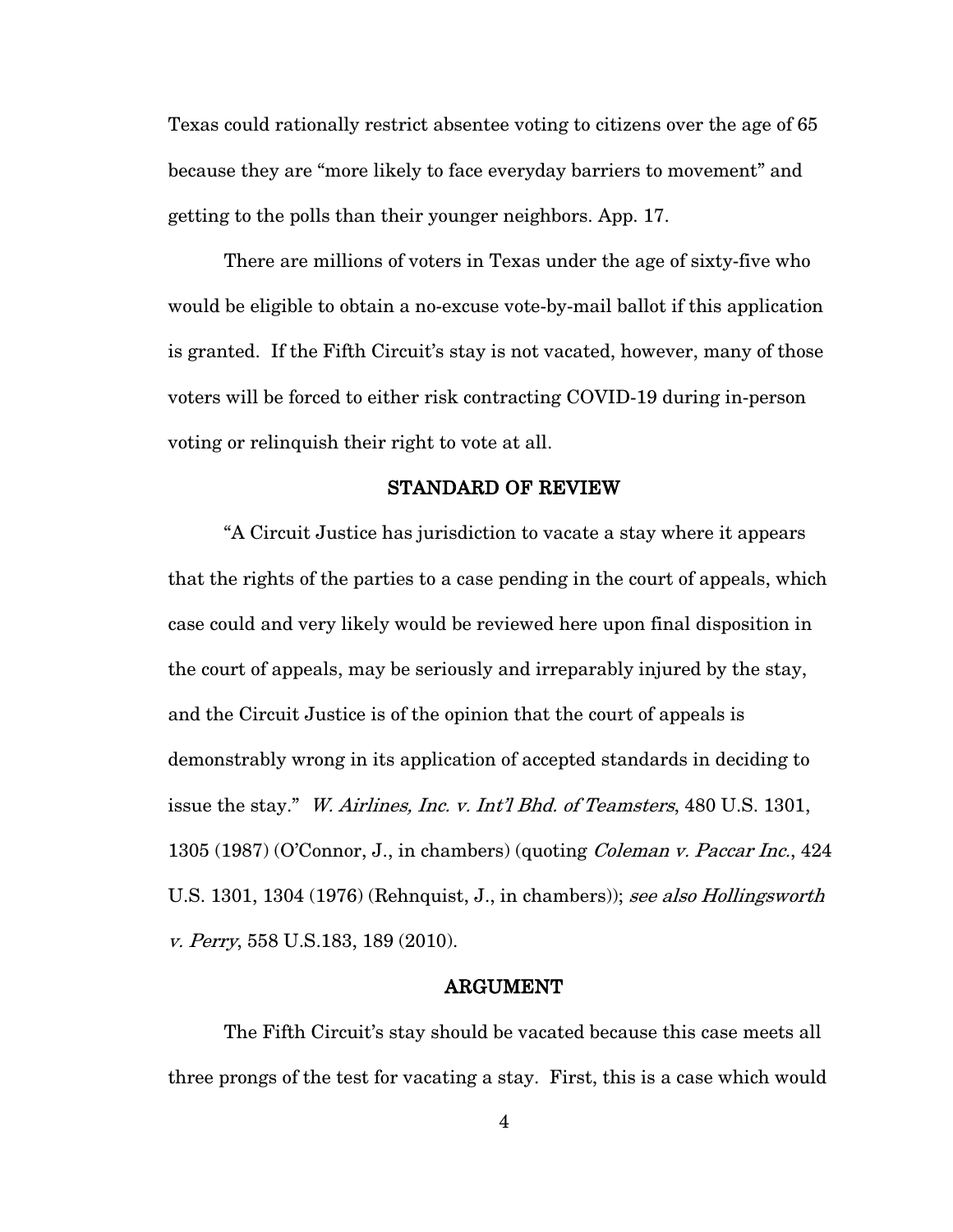Texas could rationally restrict absentee voting to citizens over the age of 65 because they are "more likely to face everyday barriers to movement" and getting to the polls than their younger neighbors. App. 17.

There are millions of voters in Texas under the age of sixty-five who would be eligible to obtain a no-excuse vote-by-mail ballot if this application is granted. If the Fifth Circuit's stay is not vacated, however, many of those voters will be forced to either risk contracting COVID-19 during in-person voting or relinquish their right to vote at all.

## STANDARD OF REVIEW

"A Circuit Justice has jurisdiction to vacate a stay where it appears that the rights of the parties to a case pending in the court of appeals, which case could and very likely would be reviewed here upon final disposition in the court of appeals, may be seriously and irreparably injured by the stay, and the Circuit Justice is of the opinion that the court of appeals is demonstrably wrong in its application of accepted standards in deciding to issue the stay." *W. Airlines, Inc. v. Int'l Bhd. of Teamsters*, 480 U.S. 1301, 1305 (1987) (O'Connor, J., in chambers) (quoting *Coleman v. Paccar Inc.*, 424 U.S. 1301, 1304 (1976) (Rehnquist, J., in chambers)); *see also Hollingsworth v. Perry*, 558 U.S.183, 189 (2010).

## ARGUMENT

The Fifth Circuit's stay should be vacated because this case meets all three prongs of the test for vacating a stay. First, this is a case which would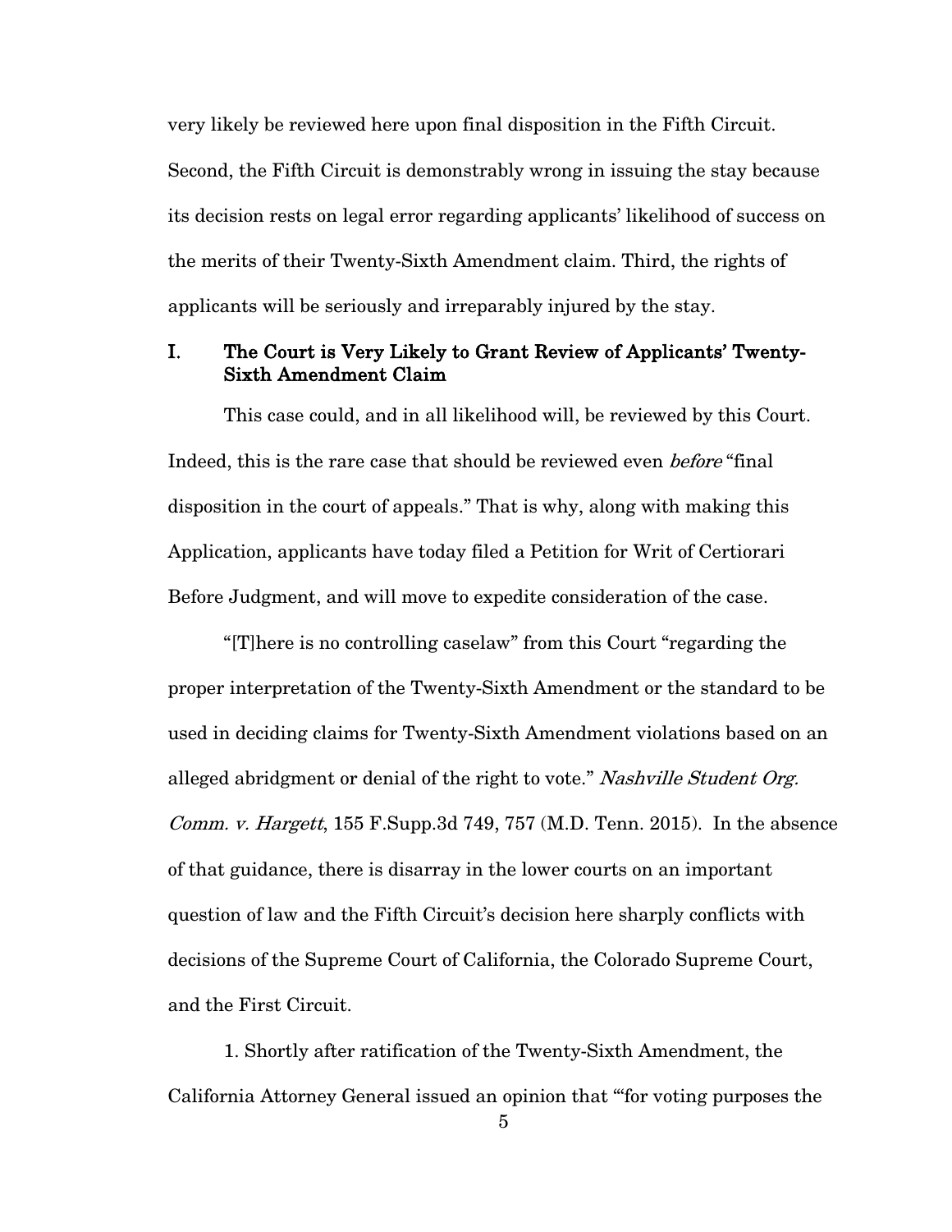very likely be reviewed here upon final disposition in the Fifth Circuit. Second, the Fifth Circuit is demonstrably wrong in issuing the stay because its decision rests on legal error regarding applicants' likelihood of success on the merits of their Twenty-Sixth Amendment claim. Third, the rights of applicants will be seriously and irreparably injured by the stay.

## I. The Court is Very Likely to Grant Review of Applicants' Twenty-Sixth Amendment Claim

This case could, and in all likelihood will, be reviewed by this Court. Indeed, this is the rare case that should be reviewed even *before* "final disposition in the court of appeals." That is why, along with making this Application, applicants have today filed a Petition for Writ of Certiorari Before Judgment, and will move to expedite consideration of the case.

"[T]here is no controlling caselaw" from this Court "regarding the proper interpretation of the Twenty-Sixth Amendment or the standard to be used in deciding claims for Twenty-Sixth Amendment violations based on an alleged abridgment or denial of the right to vote." *Nashville Student Org. Comm. v. Hargett*, 155 F.Supp.3d 749, 757 (M.D. Tenn. 2015). In the absence of that guidance, there is disarray in the lower courts on an important question of law and the Fifth Circuit's decision here sharply conflicts with decisions of the Supreme Court of California, the Colorado Supreme Court, and the First Circuit.

1. Shortly after ratification of the Twenty-Sixth Amendment, the California Attorney General issued an opinion that "'for voting purposes the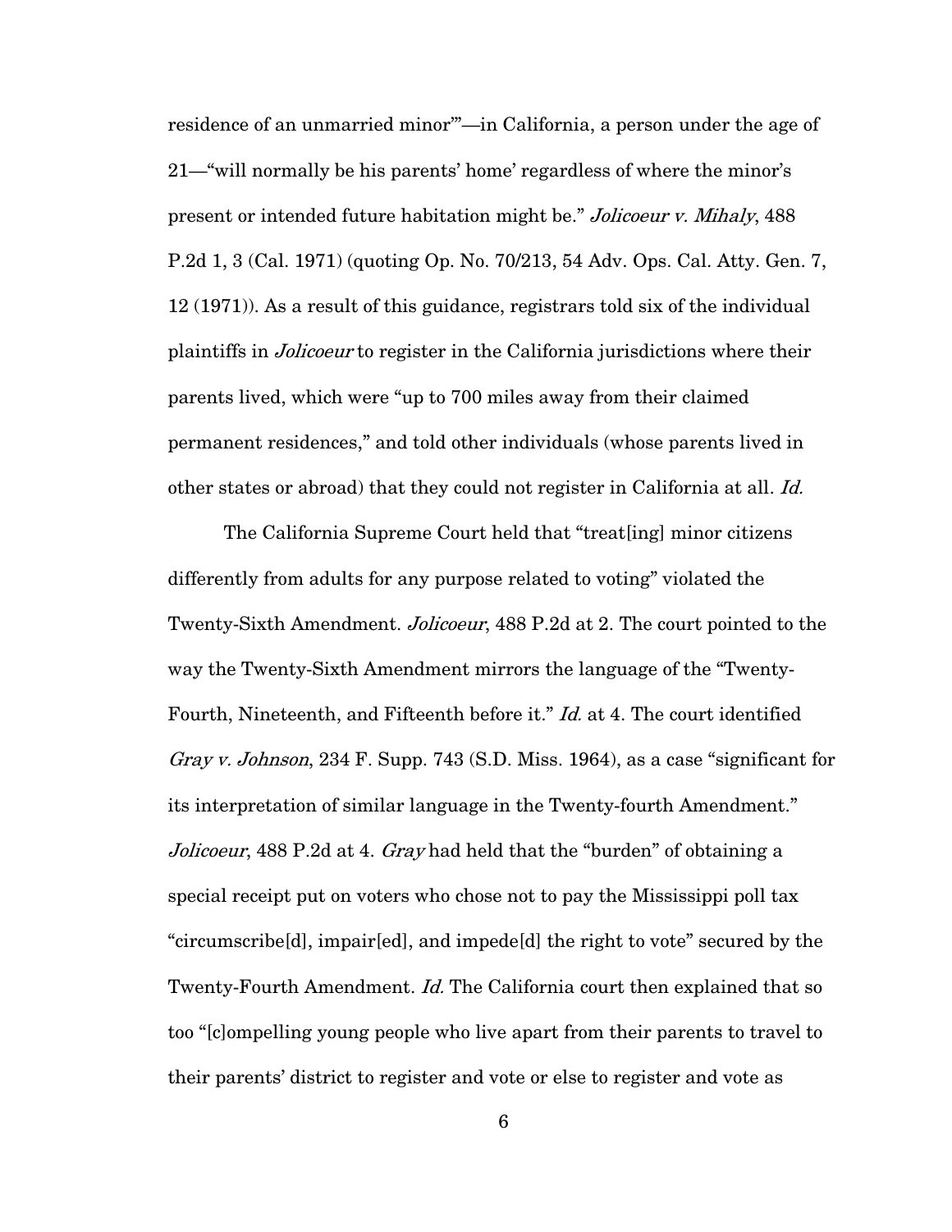residence of an unmarried minor'"—in California, a person under the age of 21—"will normally be his parents' home' regardless of where the minor's present or intended future habitation might be." *Jolicoeur v. Mihaly*, 488 P.2d 1, 3 (Cal. 1971) (quoting Op. No. 70/213, 54 Adv. Ops. Cal. Atty. Gen. 7, 12 (1971)). As a result of this guidance, registrars told six of the individual plaintiffs in *Jolicoeur* to register in the California jurisdictions where their parents lived, which were "up to 700 miles away from their claimed permanent residences," and told other individuals (whose parents lived in other states or abroad) that they could not register in California at all. *Id.*

The California Supreme Court held that "treat[ing] minor citizens differently from adults for any purpose related to voting" violated the Twenty-Sixth Amendment. *Jolicoeur*, 488 P.2d at 2. The court pointed to the way the Twenty-Sixth Amendment mirrors the language of the "Twenty-Fourth, Nineteenth, and Fifteenth before it." *Id.* at 4. The court identified *Gray v. Johnson*, 234 F. Supp. 743 (S.D. Miss. 1964), as a case "significant for its interpretation of similar language in the Twenty-fourth Amendment." *Jolicoeur*, 488 P.2d at 4. *Gray* had held that the "burden" of obtaining a special receipt put on voters who chose not to pay the Mississippi poll tax "circumscribe[d], impair[ed], and impede[d] the right to vote" secured by the Twenty-Fourth Amendment. *Id.* The California court then explained that so too "[c]ompelling young people who live apart from their parents to travel to their parents' district to register and vote or else to register and vote as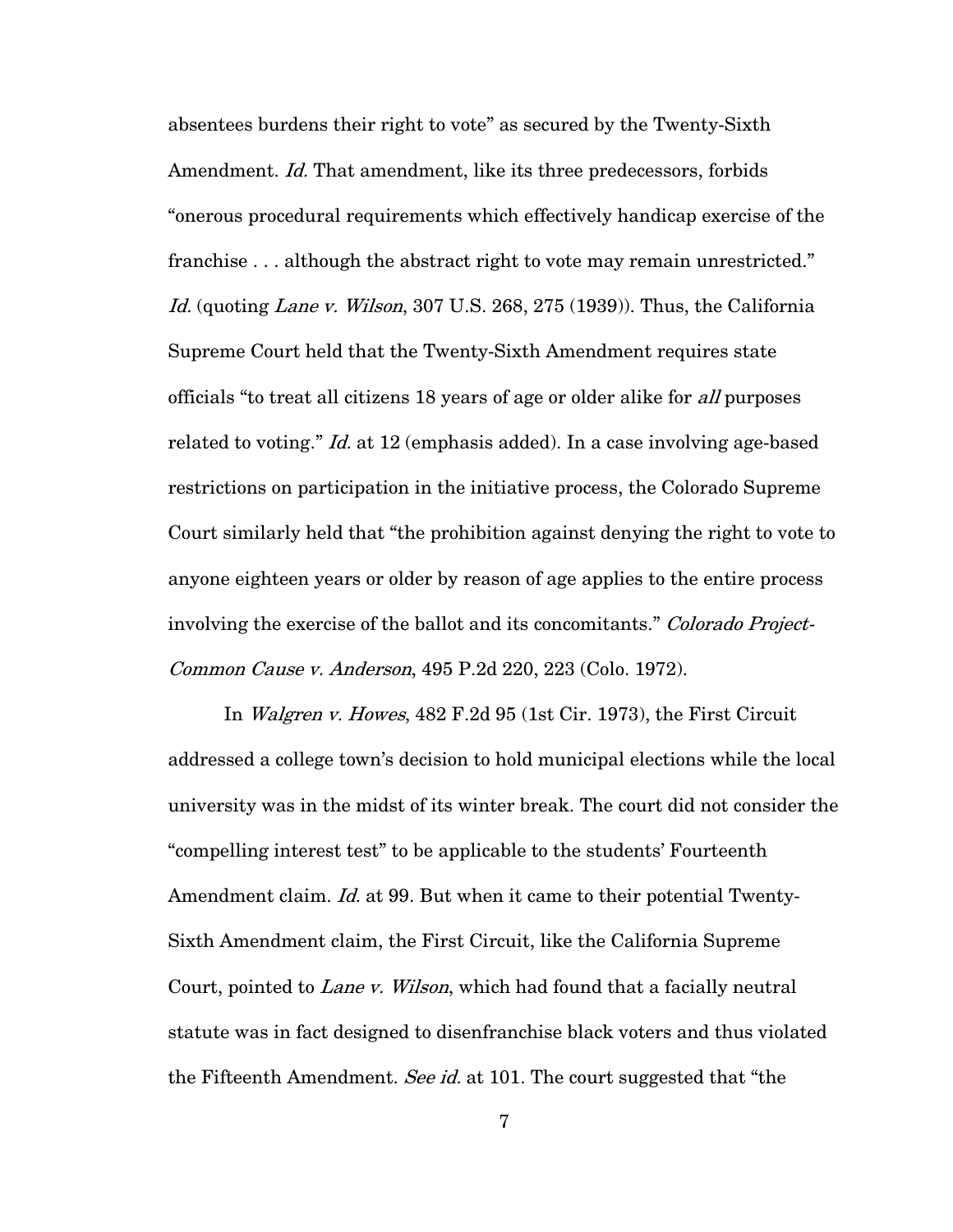absentees burdens their right to vote" as secured by the Twenty-Sixth Amendment. *Id.* That amendment, like its three predecessors, forbids "onerous procedural requirements which effectively handicap exercise of the franchise . . . although the abstract right to vote may remain unrestricted." *Id.* (quoting *Lane v. Wilson*, 307 U.S. 268, 275 (1939)). Thus, the California Supreme Court held that the Twenty-Sixth Amendment requires state officials "to treat all citizens 18 years of age or older alike for *all* purposes related to voting." *Id.* at 12 (emphasis added). In a case involving age-based restrictions on participation in the initiative process, the Colorado Supreme Court similarly held that "the prohibition against denying the right to vote to anyone eighteen years or older by reason of age applies to the entire process involving the exercise of the ballot and its concomitants." *Colorado Project-Common Cause v. Anderson*, 495 P.2d 220, 223 (Colo. 1972).

In *Walgren v. Howes*, 482 F.2d 95 (1st Cir. 1973), the First Circuit addressed a college town's decision to hold municipal elections while the local university was in the midst of its winter break. The court did not consider the "compelling interest test" to be applicable to the students' Fourteenth Amendment claim. *Id.* at 99. But when it came to their potential Twenty-Sixth Amendment claim, the First Circuit, like the California Supreme Court, pointed to *Lane v. Wilson*, which had found that a facially neutral statute was in fact designed to disenfranchise black voters and thus violated the Fifteenth Amendment. *See id.* at 101. The court suggested that "the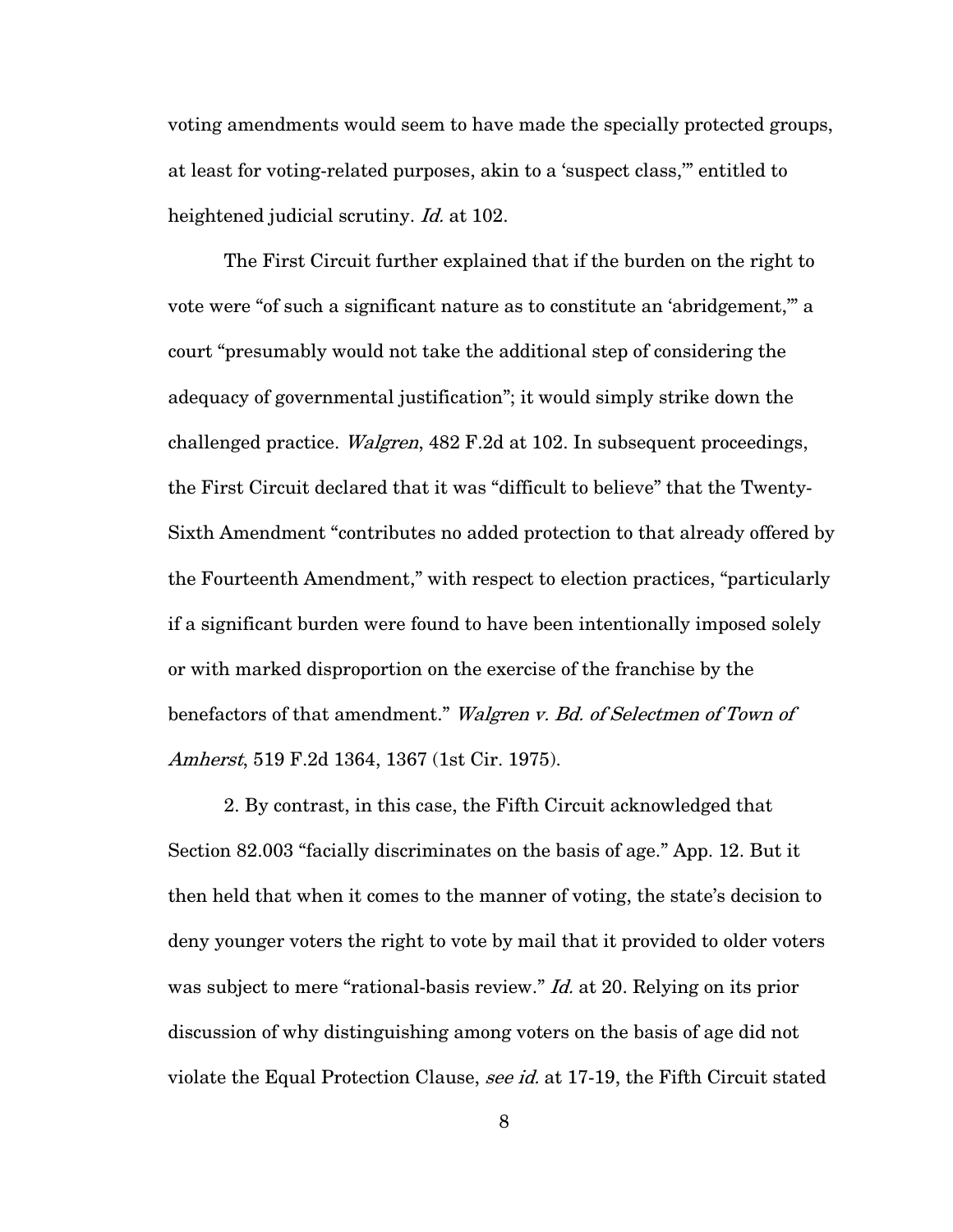voting amendments would seem to have made the specially protected groups, at least for voting-related purposes, akin to a 'suspect class,'" entitled to heightened judicial scrutiny. *Id.* at 102.

The First Circuit further explained that if the burden on the right to vote were "of such a significant nature as to constitute an 'abridgement,'" a court "presumably would not take the additional step of considering the adequacy of governmental justification"; it would simply strike down the challenged practice. *Walgren*, 482 F.2d at 102. In subsequent proceedings, the First Circuit declared that it was "difficult to believe" that the Twenty-Sixth Amendment "contributes no added protection to that already offered by the Fourteenth Amendment," with respect to election practices, "particularly if a significant burden were found to have been intentionally imposed solely or with marked disproportion on the exercise of the franchise by the benefactors of that amendment." *Walgren v. Bd. of Selectmen of Town of Amherst*, 519 F.2d 1364, 1367 (1st Cir. 1975).

2. By contrast, in this case, the Fifth Circuit acknowledged that Section 82.003 "facially discriminates on the basis of age." App. 12. But it then held that when it comes to the manner of voting, the state's decision to deny younger voters the right to vote by mail that it provided to older voters was subject to mere "rational-basis review." *Id.* at 20. Relying on its prior discussion of why distinguishing among voters on the basis of age did not violate the Equal Protection Clause, *see id.* at 17-19, the Fifth Circuit stated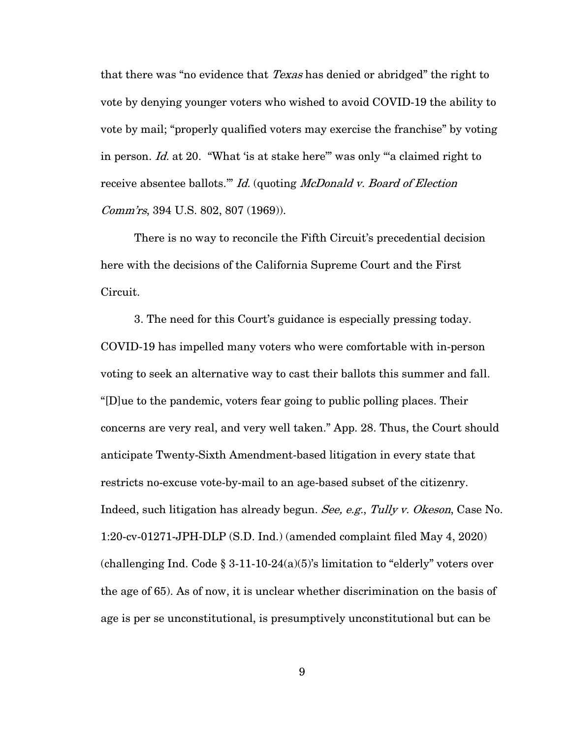that there was "no evidence that *Texas* has denied or abridged" the right to vote by denying younger voters who wished to avoid COVID-19 the ability to vote by mail; "properly qualified voters may exercise the franchise" by voting in person. *Id.* at 20. "What 'is at stake here'" was only "'a claimed right to receive absentee ballots.'" *Id.* (quoting *McDonald v. Board of Election Comm'rs*, 394 U.S. 802, 807 (1969)).

There is no way to reconcile the Fifth Circuit's precedential decision here with the decisions of the California Supreme Court and the First Circuit.

3. The need for this Court's guidance is especially pressing today. COVID-19 has impelled many voters who were comfortable with in-person voting to seek an alternative way to cast their ballots this summer and fall. "[D]ue to the pandemic, voters fear going to public polling places. Their concerns are very real, and very well taken." App. 28. Thus, the Court should anticipate Twenty-Sixth Amendment-based litigation in every state that restricts no-excuse vote-by-mail to an age-based subset of the citizenry. Indeed, such litigation has already begun. *See, e.g.*, *Tully v. Okeson*, Case No. 1:20-cv-01271-JPH-DLP (S.D. Ind.) (amended complaint filed May 4, 2020) (challenging Ind. Code § 3-11-10-24(a)(5)'s limitation to "elderly" voters over the age of 65). As of now, it is unclear whether discrimination on the basis of age is per se unconstitutional, is presumptively unconstitutional but can be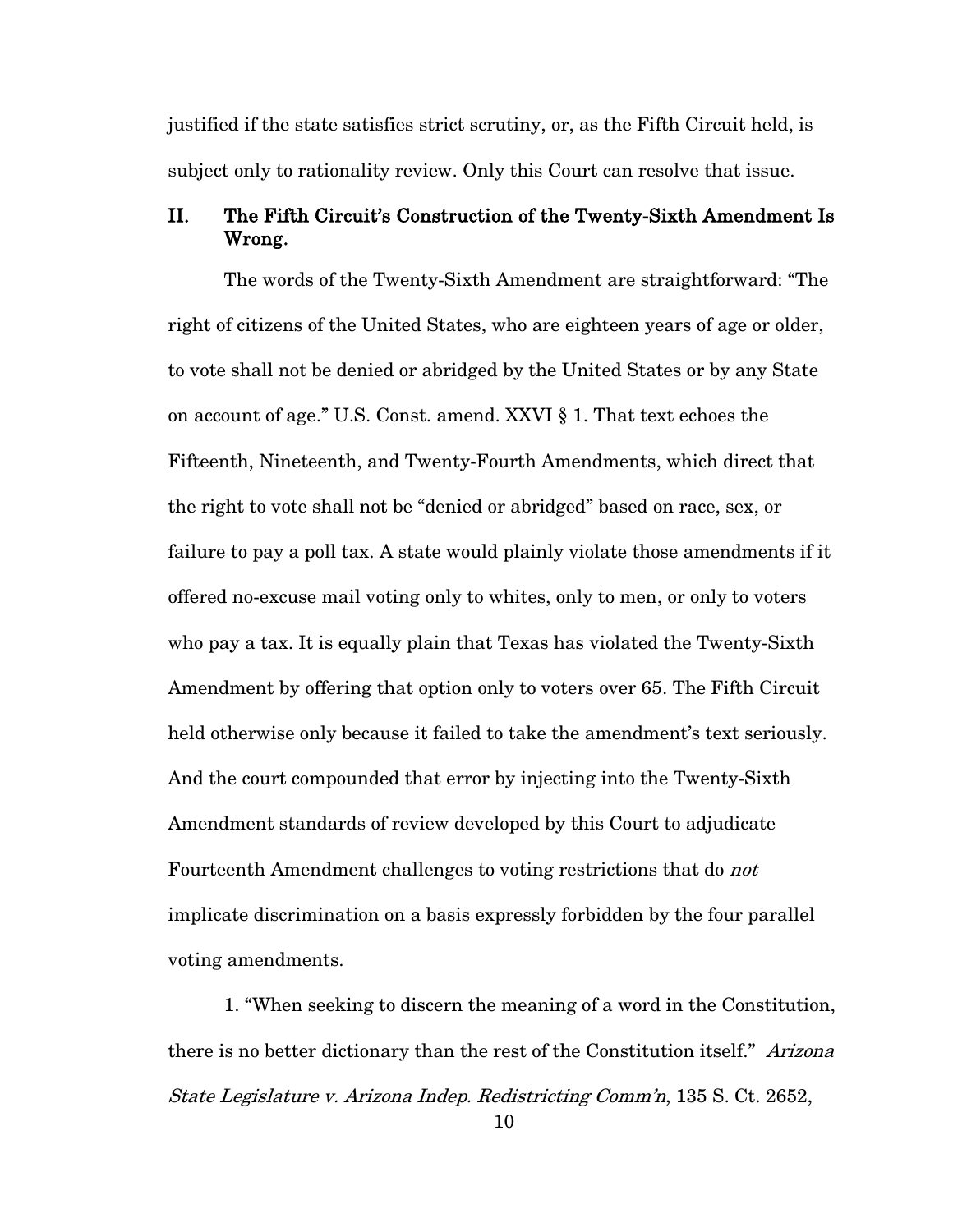justified if the state satisfies strict scrutiny, or, as the Fifth Circuit held, is subject only to rationality review. Only this Court can resolve that issue.

## II. The Fifth Circuit's Construction of the Twenty-Sixth Amendment Is Wrong.

The words of the Twenty-Sixth Amendment are straightforward: "The right of citizens of the United States, who are eighteen years of age or older, to vote shall not be denied or abridged by the United States or by any State on account of age." U.S. Const. amend. XXVI § 1. That text echoes the Fifteenth, Nineteenth, and Twenty-Fourth Amendments, which direct that the right to vote shall not be "denied or abridged" based on race, sex, or failure to pay a poll tax. A state would plainly violate those amendments if it offered no-excuse mail voting only to whites, only to men, or only to voters who pay a tax. It is equally plain that Texas has violated the Twenty-Sixth Amendment by offering that option only to voters over 65. The Fifth Circuit held otherwise only because it failed to take the amendment's text seriously. And the court compounded that error by injecting into the Twenty-Sixth Amendment standards of review developed by this Court to adjudicate Fourteenth Amendment challenges to voting restrictions that do *not* implicate discrimination on a basis expressly forbidden by the four parallel voting amendments.

1. "When seeking to discern the meaning of a word in the Constitution, there is no better dictionary than the rest of the Constitution itself." *Arizona State Legislature v. Arizona Indep. Redistricting Comm'n*, 135 S. Ct. 2652,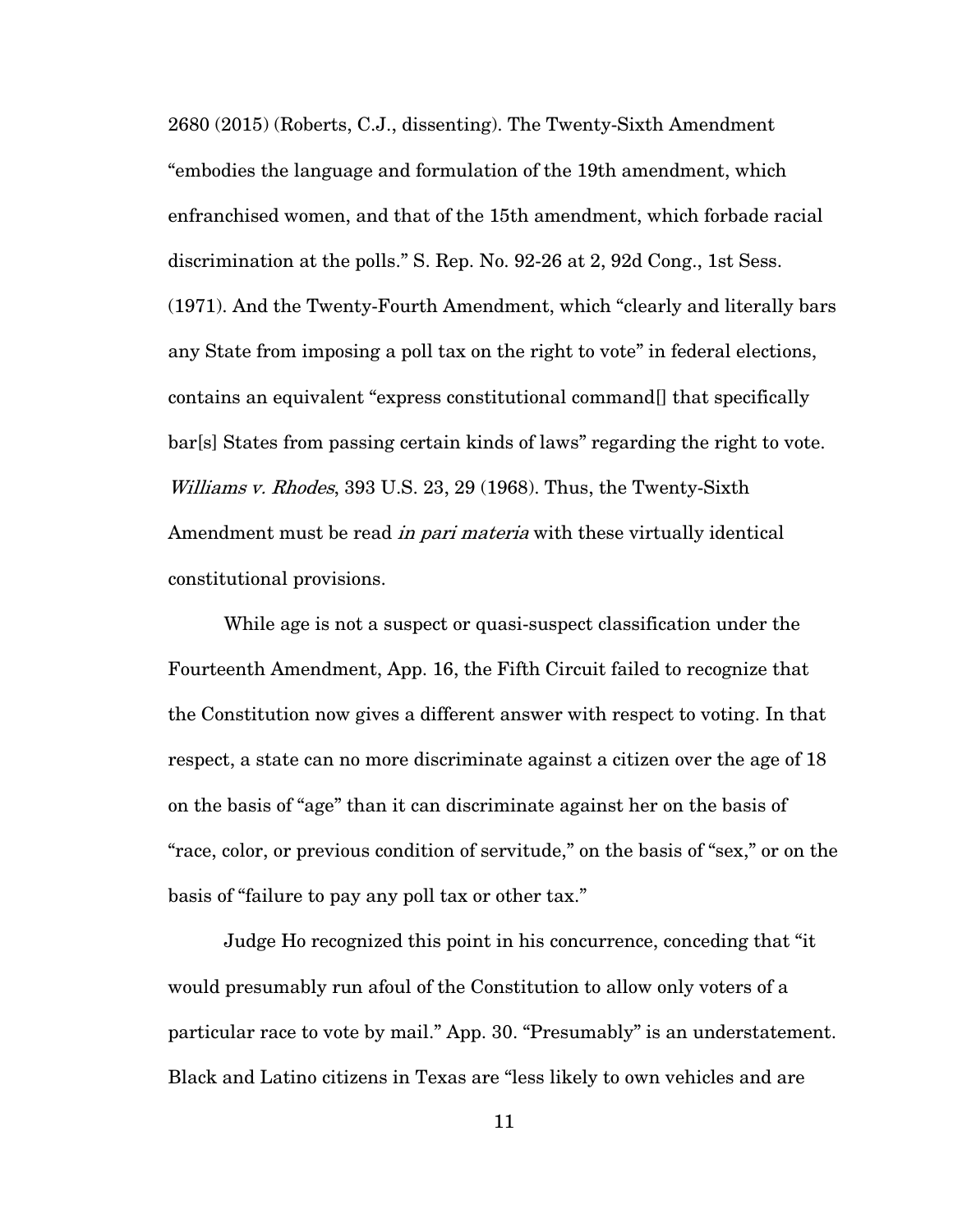2680 (2015) (Roberts, C.J., dissenting). The Twenty-Sixth Amendment "embodies the language and formulation of the 19th amendment, which enfranchised women, and that of the 15th amendment, which forbade racial discrimination at the polls." S. Rep. No. 92-26 at 2, 92d Cong., 1st Sess. (1971). And the Twenty-Fourth Amendment, which "clearly and literally bars any State from imposing a poll tax on the right to vote" in federal elections, contains an equivalent "express constitutional command[] that specifically bar[s] States from passing certain kinds of laws" regarding the right to vote. *Williams v. Rhodes*, 393 U.S. 23, 29 (1968). Thus, the Twenty-Sixth Amendment must be read *in pari materia* with these virtually identical constitutional provisions.

While age is not a suspect or quasi-suspect classification under the Fourteenth Amendment, App. 16, the Fifth Circuit failed to recognize that the Constitution now gives a different answer with respect to voting. In that respect, a state can no more discriminate against a citizen over the age of 18 on the basis of "age" than it can discriminate against her on the basis of "race, color, or previous condition of servitude," on the basis of "sex," or on the basis of "failure to pay any poll tax or other tax."

Judge Ho recognized this point in his concurrence, conceding that "it would presumably run afoul of the Constitution to allow only voters of a particular race to vote by mail." App. 30. "Presumably" is an understatement. Black and Latino citizens in Texas are "less likely to own vehicles and are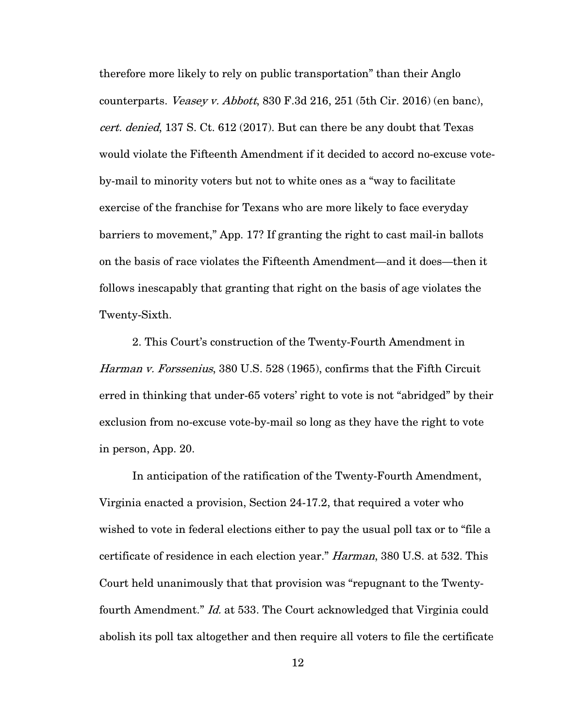therefore more likely to rely on public transportation" than their Anglo counterparts. *Veasey v. Abbott*, 830 F.3d 216, 251 (5th Cir. 2016) (en banc), *cert. denied*, 137 S. Ct. 612 (2017). But can there be any doubt that Texas would violate the Fifteenth Amendment if it decided to accord no-excuse vote-by-mail to minority voters but not to white ones as a "way to facilitate exercise of the franchise for Texans who are more likely to face everyday barriers to movement," App. 17? If granting the right to cast mail-in ballots on the basis of race violates the Fifteenth Amendment—and it does—then it follows inescapably that granting that right on the basis of age violates the Twenty-Sixth.

2. This Court's construction of the Twenty-Fourth Amendment in *Harman v. Forssenius*, 380 U.S. 528 (1965), confirms that the Fifth Circuit erred in thinking that under-65 voters' right to vote is not "abridged" by their exclusion from no-excuse vote-by-mail so long as they have the right to vote in person, App. 20.

In anticipation of the ratification of the Twenty-Fourth Amendment, Virginia enacted a provision, Section 24-17.2, that required a voter who wished to vote in federal elections either to pay the usual poll tax or to "file a certificate of residence in each election year." *Harman*, 380 U.S. at 532. This Court held unanimously that that provision was "repugnant to the Twenty-fourth Amendment." *Id.* at 533. The Court acknowledged that Virginia could abolish its poll tax altogether and then require all voters to file the certificate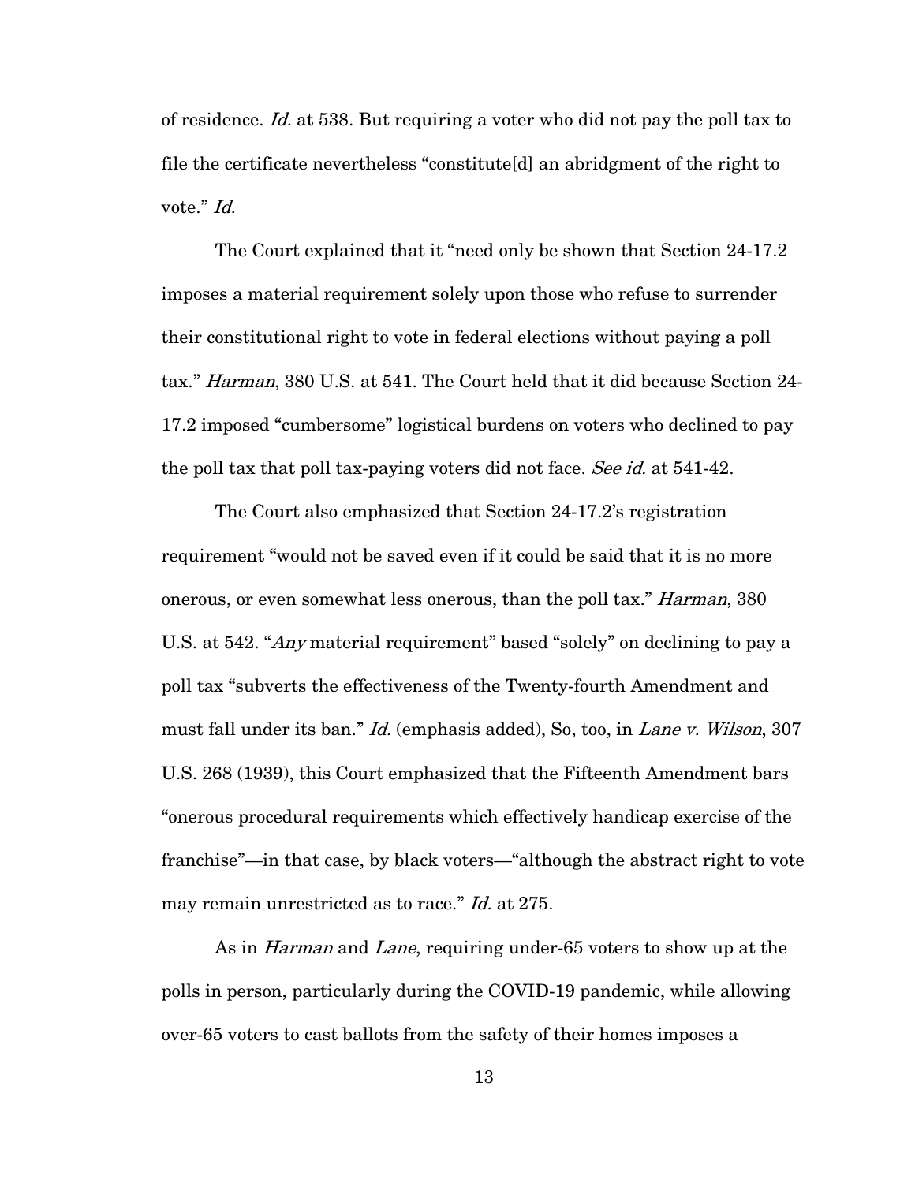of residence. *Id.* at 538. But requiring a voter who did not pay the poll tax to file the certificate nevertheless "constitute[d] an abridgment of the right to vote." *Id.*

The Court explained that it "need only be shown that Section 24-17.2 imposes a material requirement solely upon those who refuse to surrender their constitutional right to vote in federal elections without paying a poll tax." *Harman*, 380 U.S. at 541. The Court held that it did because Section 24-17.2 imposed "cumbersome" logistical burdens on voters who declined to pay the poll tax that poll tax-paying voters did not face. *See id.* at 541-42.

The Court also emphasized that Section 24-17.2's registration requirement "would not be saved even if it could be said that it is no more onerous, or even somewhat less onerous, than the poll tax." *Harman*, 380 U.S. at 542. "*Any* material requirement" based "solely" on declining to pay a poll tax "subverts the effectiveness of the Twenty-fourth Amendment and must fall under its ban." *Id.* (emphasis added), So, too, in *Lane v. Wilson*, 307 U.S. 268 (1939), this Court emphasized that the Fifteenth Amendment bars "onerous procedural requirements which effectively handicap exercise of the franchise"—in that case, by black voters—"although the abstract right to vote may remain unrestricted as to race." *Id.* at 275.

As in *Harman* and *Lane*, requiring under-65 voters to show up at the polls in person, particularly during the COVID-19 pandemic, while allowing over-65 voters to cast ballots from the safety of their homes imposes a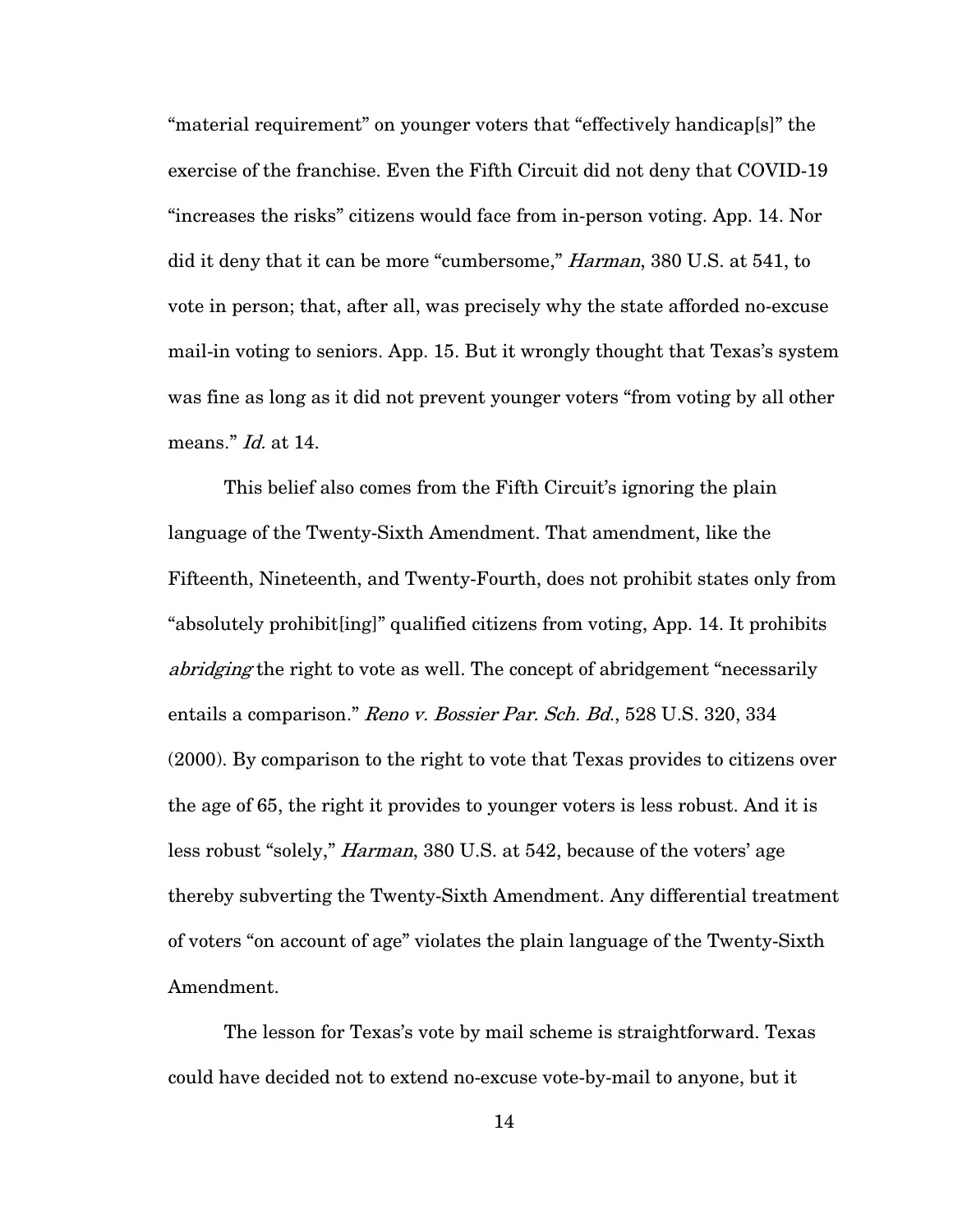"material requirement" on younger voters that "effectively handicap[s]" the exercise of the franchise. Even the Fifth Circuit did not deny that COVID-19 "increases the risks" citizens would face from in-person voting. App. 14. Nor did it deny that it can be more "cumbersome," *Harman*, 380 U.S. at 541, to vote in person; that, after all, was precisely why the state afforded no-excuse mail-in voting to seniors. App. 15. But it wrongly thought that Texas's system was fine as long as it did not prevent younger voters "from voting by all other means." *Id.* at 14.

This belief also comes from the Fifth Circuit's ignoring the plain language of the Twenty-Sixth Amendment. That amendment, like the Fifteenth, Nineteenth, and Twenty-Fourth, does not prohibit states only from "absolutely prohibit[ing]" qualified citizens from voting, App. 14. It prohibits *abridging* the right to vote as well. The concept of abridgement "necessarily entails a comparison." *Reno v. Bossier Par. Sch. Bd.*, 528 U.S. 320, 334 (2000). By comparison to the right to vote that Texas provides to citizens over the age of 65, the right it provides to younger voters is less robust. And it is less robust "solely," *Harman*, 380 U.S. at 542, because of the voters' age thereby subverting the Twenty-Sixth Amendment. Any differential treatment of voters "on account of age" violates the plain language of the Twenty-Sixth Amendment.

The lesson for Texas's vote by mail scheme is straightforward. Texas could have decided not to extend no-excuse vote-by-mail to anyone, but it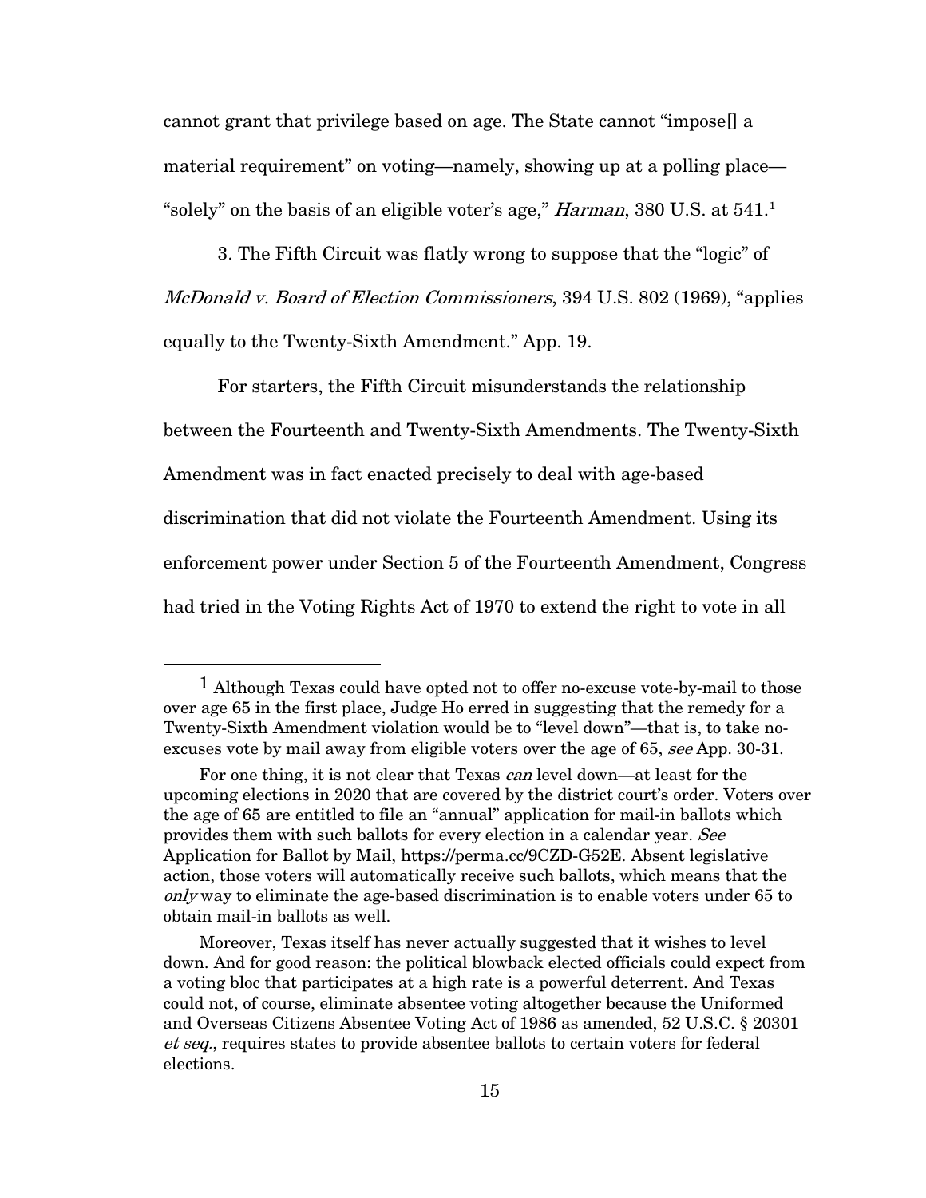cannot grant that privilege based on age. The State cannot "impose[] a material requirement" on voting—namely, showing up at a polling place—"solely" on the basis of an eligible voter's age," *Harman*, 380 U.S. at 541.[1]

3. The Fifth Circuit was flatly wrong to suppose that the "logic" of *McDonald v. Board of Election Commissioners*, 394 U.S. 802 (1969), "applies equally to the Twenty-Sixth Amendment." App. 19.

For starters, the Fifth Circuit misunderstands the relationship between the Fourteenth and Twenty-Sixth Amendments. The Twenty-Sixth Amendment was in fact enacted precisely to deal with age-based discrimination that did not violate the Fourteenth Amendment. Using its enforcement power under Section 5 of the Fourteenth Amendment, Congress had tried in the Voting Rights Act of 1970 to extend the right to vote in all

---

[1] Although Texas could have opted not to offer no-excuse vote-by-mail to those over age 65 in the first place, Judge Ho erred in suggesting that the remedy for a Twenty-Sixth Amendment violation would be to "level down"—that is, to take no-excuses vote by mail away from eligible voters over the age of 65, *see* App. 30-31.

For one thing, it is not clear that Texas *can* level down—at least for the upcoming elections in 2020 that are covered by the district court's order. Voters over the age of 65 are entitled to file an "annual" application for mail-in ballots which provides them with such ballots for every election in a calendar year. *See* Application for Ballot by Mail, https://perma.cc/9CZD-G52E. Absent legislative action, those voters will automatically receive such ballots, which means that the *only* way to eliminate the age-based discrimination is to enable voters under 65 to obtain mail-in ballots as well.

Moreover, Texas itself has never actually suggested that it wishes to level down. And for good reason: the political blowback elected officials could expect from a voting bloc that participates at a high rate is a powerful deterrent. And Texas could not, of course, eliminate absentee voting altogether because the Uniformed and Overseas Citizens Absentee Voting Act of 1986 as amended, 52 U.S.C. § 20301 *et seq.*, requires states to provide absentee ballots to certain voters for federal elections.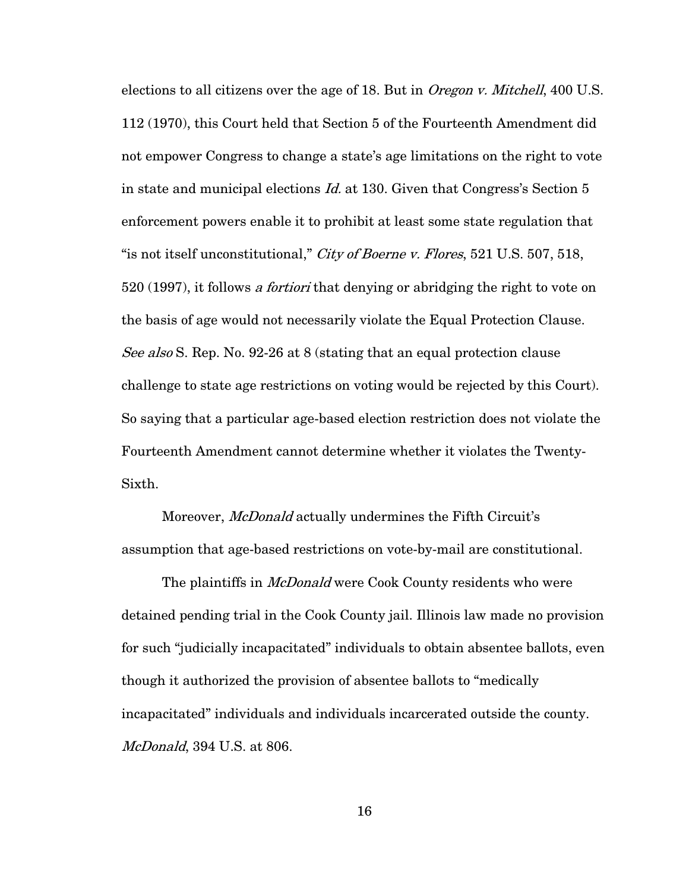elections to all citizens over the age of 18. But in *Oregon v. Mitchell*, 400 U.S. 112 (1970), this Court held that Section 5 of the Fourteenth Amendment did not empower Congress to change a state's age limitations on the right to vote in state and municipal elections *Id.* at 130. Given that Congress's Section 5 enforcement powers enable it to prohibit at least some state regulation that "is not itself unconstitutional," *City of Boerne v. Flores*, 521 U.S. 507, 518, 520 (1997), it follows *a fortiori* that denying or abridging the right to vote on the basis of age would not necessarily violate the Equal Protection Clause. *See also* S. Rep. No. 92-26 at 8 (stating that an equal protection clause challenge to state age restrictions on voting would be rejected by this Court). So saying that a particular age-based election restriction does not violate the Fourteenth Amendment cannot determine whether it violates the Twenty-Sixth.

Moreover, *McDonald* actually undermines the Fifth Circuit's assumption that age-based restrictions on vote-by-mail are constitutional.

The plaintiffs in *McDonald* were Cook County residents who were detained pending trial in the Cook County jail. Illinois law made no provision for such "judicially incapacitated" individuals to obtain absentee ballots, even though it authorized the provision of absentee ballots to "medically incapacitated" individuals and individuals incarcerated outside the county. *McDonald*, 394 U.S. at 806.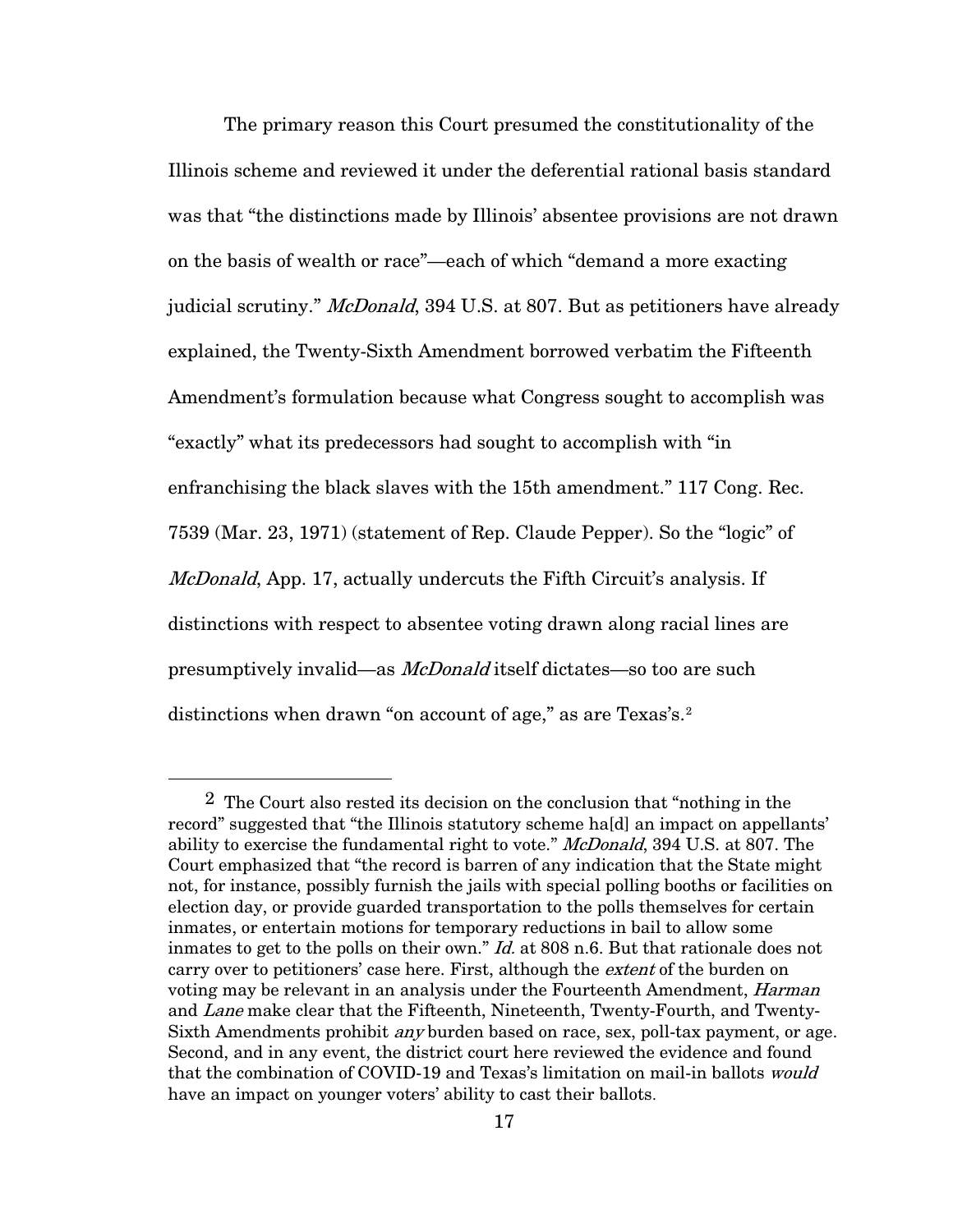The primary reason this Court presumed the constitutionality of the Illinois scheme and reviewed it under the deferential rational basis standard was that "the distinctions made by Illinois' absentee provisions are not drawn on the basis of wealth or race"—each of which "demand a more exacting judicial scrutiny." *McDonald*, 394 U.S. at 807. But as petitioners have already explained, the Twenty-Sixth Amendment borrowed verbatim the Fifteenth Amendment's formulation because what Congress sought to accomplish was "exactly" what its predecessors had sought to accomplish with "in enfranchising the black slaves with the 15th amendment." 117 Cong. Rec. 7539 (Mar. 23, 1971) (statement of Rep. Claude Pepper). So the "logic" of *McDonald*, App. 17, actually undercuts the Fifth Circuit's analysis. If distinctions with respect to absentee voting drawn along racial lines are presumptively invalid—as *McDonald* itself dictates—so too are such distinctions when drawn "on account of age," as are Texas's.[2]

---

[2] The Court also rested its decision on the conclusion that "nothing in the record" suggested that "the Illinois statutory scheme ha[d] an impact on appellants' ability to exercise the fundamental right to vote." *McDonald*, 394 U.S. at 807. The Court emphasized that "the record is barren of any indication that the State might not, for instance, possibly furnish the jails with special polling booths or facilities on election day, or provide guarded transportation to the polls themselves for certain inmates, or entertain motions for temporary reductions in bail to allow some inmates to get to the polls on their own." *Id.* at 808 n.6. But that rationale does not carry over to petitioners' case here. First, although the *extent* of the burden on voting may be relevant in an analysis under the Fourteenth Amendment, *Harman* and *Lane* make clear that the Fifteenth, Nineteenth, Twenty-Fourth, and Twenty-Sixth Amendments prohibit *any* burden based on race, sex, poll-tax payment, or age. Second, and in any event, the district court here reviewed the evidence and found that the combination of COVID-19 and Texas's limitation on mail-in ballots *would* have an impact on younger voters' ability to cast their ballots.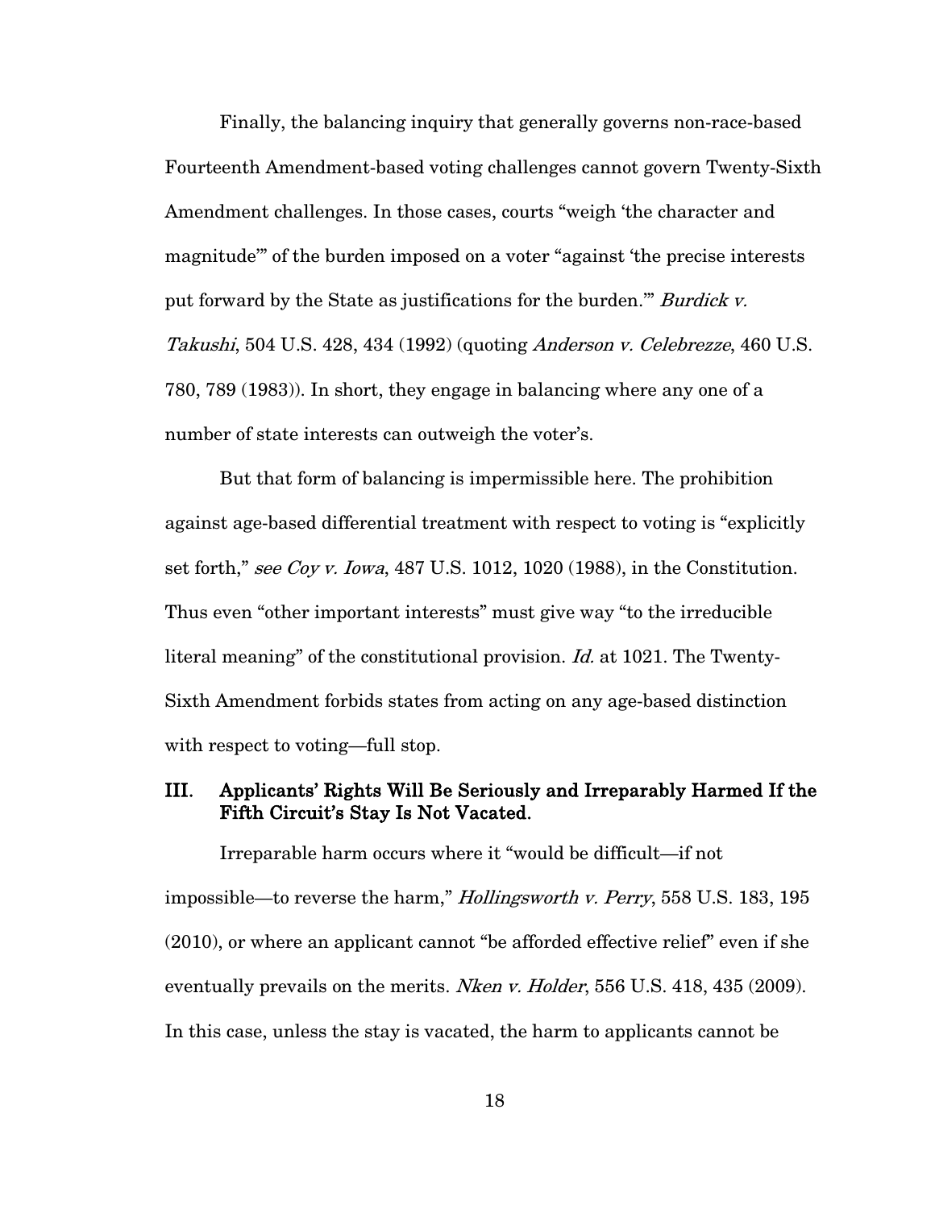Finally, the balancing inquiry that generally governs non-race-based Fourteenth Amendment-based voting challenges cannot govern Twenty-Sixth Amendment challenges. In those cases, courts "weigh 'the character and magnitude'" of the burden imposed on a voter "against 'the precise interests put forward by the State as justifications for the burden.'" *Burdick v. Takushi*, 504 U.S. 428, 434 (1992) (quoting *Anderson v. Celebrezze*, 460 U.S. 780, 789 (1983)). In short, they engage in balancing where any one of a number of state interests can outweigh the voter's.

But that form of balancing is impermissible here. The prohibition against age-based differential treatment with respect to voting is "explicitly set forth," *see Coy v. Iowa*, 487 U.S. 1012, 1020 (1988), in the Constitution. Thus even "other important interests" must give way "to the irreducible literal meaning" of the constitutional provision. *Id.* at 1021. The Twenty-Sixth Amendment forbids states from acting on any age-based distinction with respect to voting—full stop.

## III. Applicants' Rights Will Be Seriously and Irreparably Harmed If the Fifth Circuit's Stay Is Not Vacated.

Irreparable harm occurs where it "would be difficult—if not impossible—to reverse the harm," *Hollingsworth v. Perry*, 558 U.S. 183, 195 (2010), or where an applicant cannot "be afforded effective relief" even if she eventually prevails on the merits. *Nken v. Holder*, 556 U.S. 418, 435 (2009). In this case, unless the stay is vacated, the harm to applicants cannot be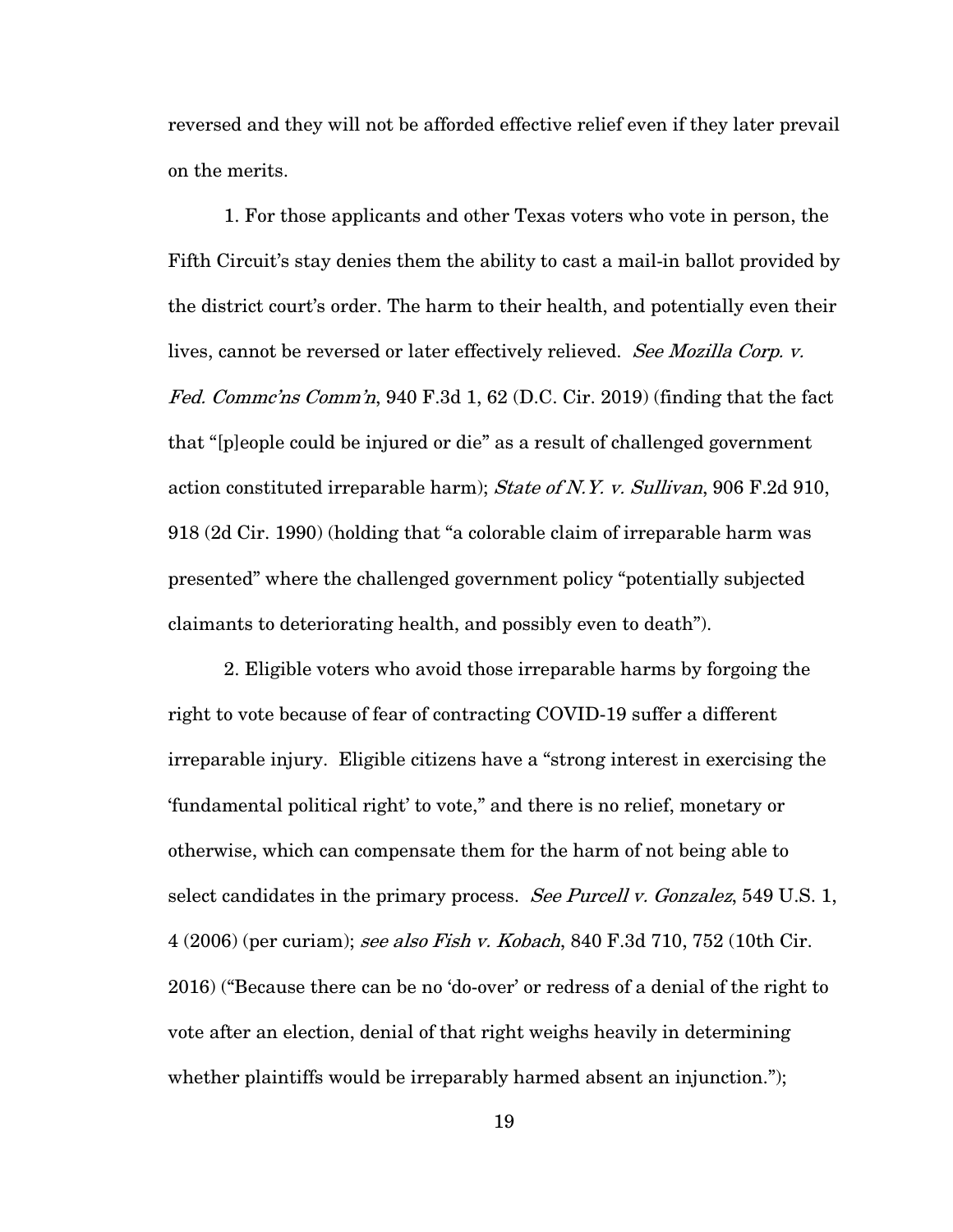reversed and they will not be afforded effective relief even if they later prevail on the merits.

1. For those applicants and other Texas voters who vote in person, the Fifth Circuit's stay denies them the ability to cast a mail-in ballot provided by the district court's order. The harm to their health, and potentially even their lives, cannot be reversed or later effectively relieved. *See Mozilla Corp. v. Fed. Commc'ns Comm'n*, 940 F.3d 1, 62 (D.C. Cir. 2019) (finding that the fact that "[p]eople could be injured or die" as a result of challenged government action constituted irreparable harm); *State of N.Y. v. Sullivan*, 906 F.2d 910, 918 (2d Cir. 1990) (holding that "a colorable claim of irreparable harm was presented" where the challenged government policy "potentially subjected claimants to deteriorating health, and possibly even to death").

2. Eligible voters who avoid those irreparable harms by forgoing the right to vote because of fear of contracting COVID-19 suffer a different irreparable injury. Eligible citizens have a "strong interest in exercising the 'fundamental political right' to vote," and there is no relief, monetary or otherwise, which can compensate them for the harm of not being able to select candidates in the primary process. *See Purcell v. Gonzalez*, 549 U.S. 1, 4 (2006) (per curiam); *see also Fish v. Kobach*, 840 F.3d 710, 752 (10th Cir. 2016) ("Because there can be no 'do-over' or redress of a denial of the right to vote after an election, denial of that right weighs heavily in determining whether plaintiffs would be irreparably harmed absent an injunction.");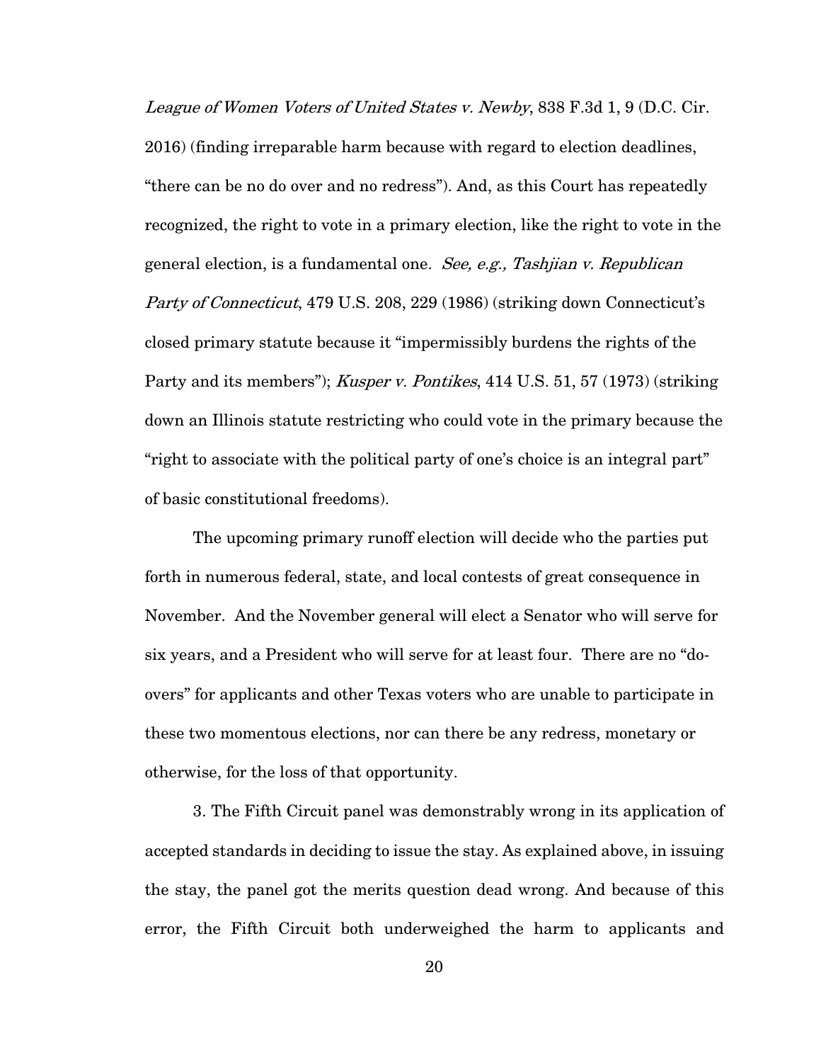*League of Women Voters of United States v. Newby*, 838 F.3d 1, 9 (D.C. Cir. 2016) (finding irreparable harm because with regard to election deadlines, "there can be no do over and no redress"). And, as this Court has repeatedly recognized, the right to vote in a primary election, like the right to vote in the general election, is a fundamental one. *See, e.g., Tashjian v. Republican Party of Connecticut*, 479 U.S. 208, 229 (1986) (striking down Connecticut's closed primary statute because it "impermissibly burdens the rights of the Party and its members"); *Kusper v. Pontikes*, 414 U.S. 51, 57 (1973) (striking down an Illinois statute restricting who could vote in the primary because the "right to associate with the political party of one's choice is an integral part" of basic constitutional freedoms).

The upcoming primary runoff election will decide who the parties put forth in numerous federal, state, and local contests of great consequence in November. And the November general will elect a Senator who will serve for six years, and a President who will serve for at least four. There are no "do-overs" for applicants and other Texas voters who are unable to participate in these two momentous elections, nor can there be any redress, monetary or otherwise, for the loss of that opportunity.

3. The Fifth Circuit panel was demonstrably wrong in its application of accepted standards in deciding to issue the stay. As explained above, in issuing the stay, the panel got the merits question dead wrong. And because of this error, the Fifth Circuit both underweighed the harm to applicants and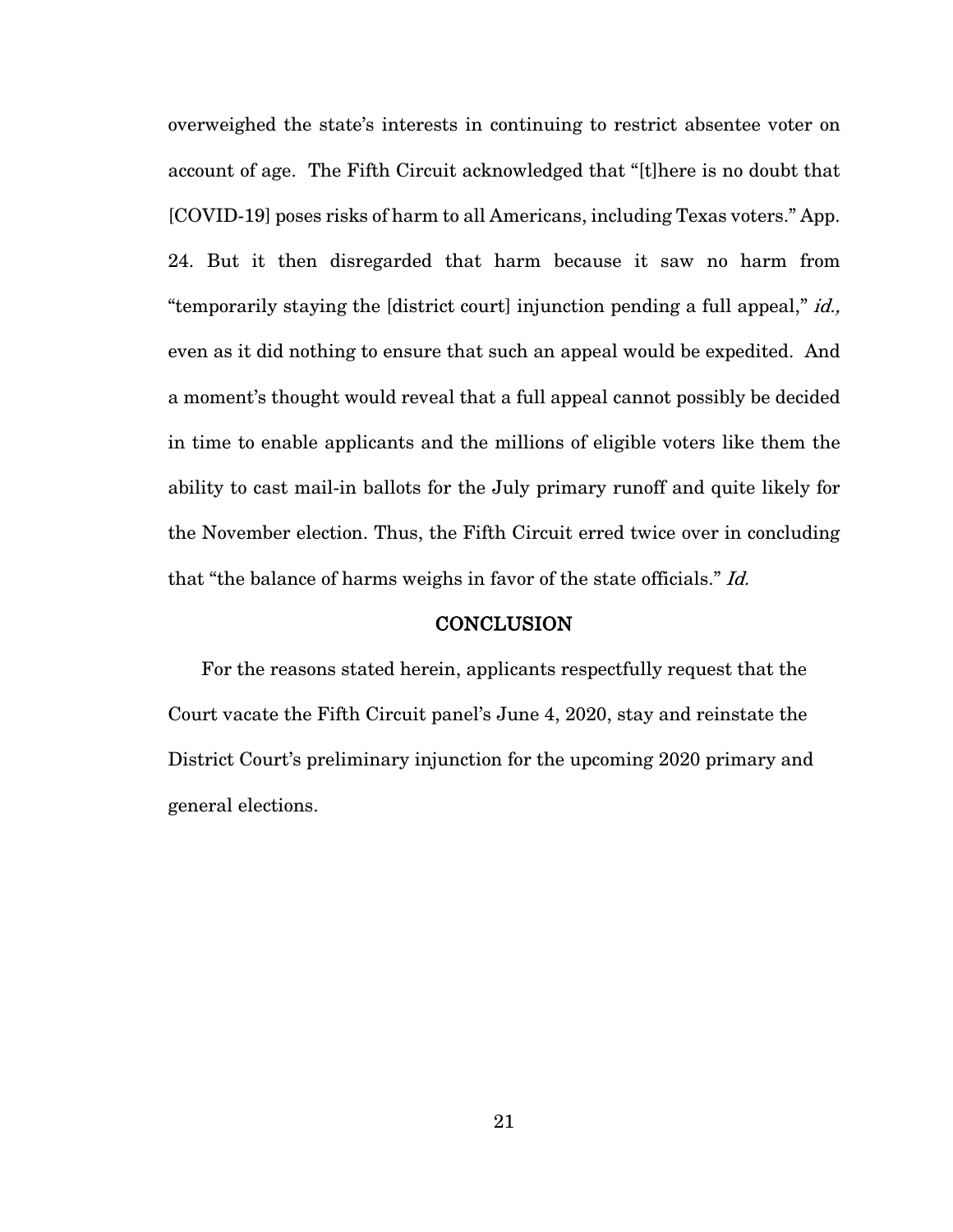overweighed the state's interests in continuing to restrict absentee voter on account of age. The Fifth Circuit acknowledged that "[t]here is no doubt that [COVID-19] poses risks of harm to all Americans, including Texas voters." App. 24. But it then disregarded that harm because it saw no harm from "temporarily staying the [district court] injunction pending a full appeal," *id.,* even as it did nothing to ensure that such an appeal would be expedited. And a moment's thought would reveal that a full appeal cannot possibly be decided in time to enable applicants and the millions of eligible voters like them the ability to cast mail-in ballots for the July primary runoff and quite likely for the November election. Thus, the Fifth Circuit erred twice over in concluding that "the balance of harms weighs in favor of the state officials." *Id.*

## CONCLUSION

For the reasons stated herein, applicants respectfully request that the Court vacate the Fifth Circuit panel's June 4, 2020, stay and reinstate the District Court's preliminary injunction for the upcoming 2020 primary and general elections.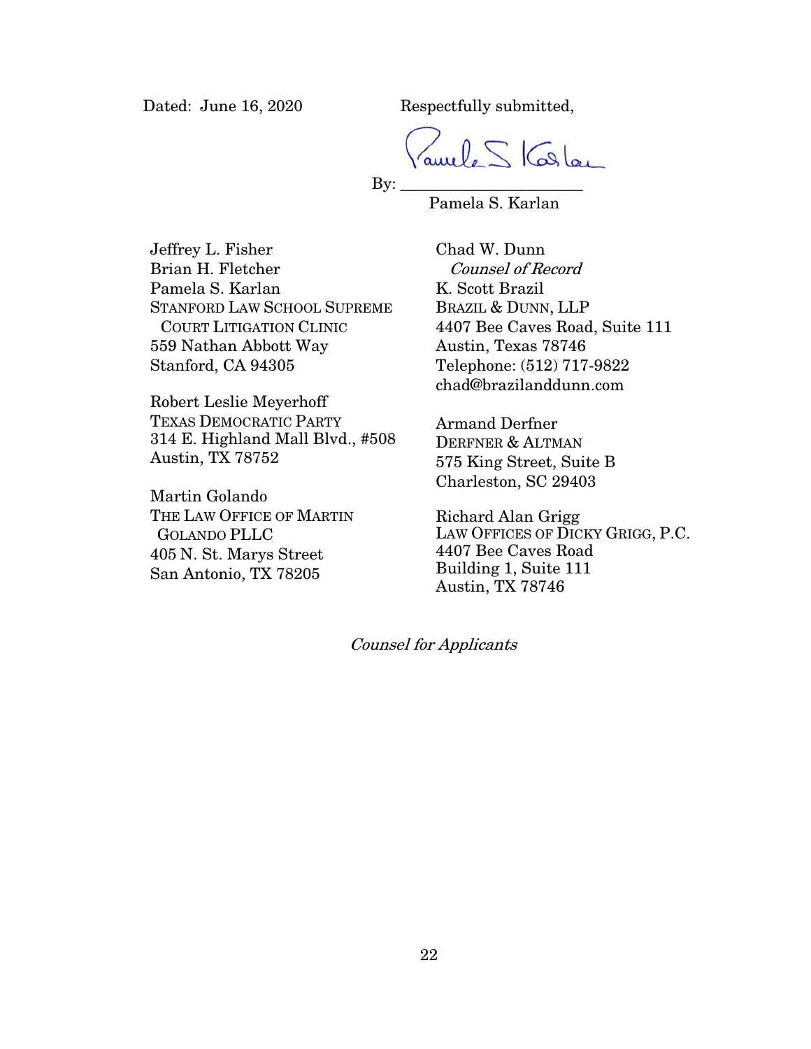Dated: June 16, 2020

Respectfully submitted,

By: ______________________
Pamela S. Karlan

Jeffrey L. Fisher
Brian H. Fletcher
Pamela S. Karlan
STANFORD LAW SCHOOL SUPREME COURT LITIGATION CLINIC
559 Nathan Abbott Way
Stanford, CA 94305

Robert Leslie Meyerhoff
TEXAS DEMOCRATIC PARTY
314 E. Highland Mall Blvd., #508
Austin, TX 78752

Martin Golando
THE LAW OFFICE OF MARTIN GOLANDO PLLC
405 N. St. Marys Street
San Antonio, TX 78205

Chad W. Dunn
*Counsel of Record*
K. Scott Brazil
BRAZIL & DUNN, LLP
4407 Bee Caves Road, Suite 111
Austin, Texas 78746
Telephone: (512) 717-9822
chad@brazilanddunn.com

Armand Derfner
DERFNER & ALTMAN
575 King Street, Suite B
Charleston, SC 29403

Richard Alan Grigg
LAW OFFICES OF DICKY GRIGG, P.C.
4407 Bee Caves Road
Building 1, Suite 111
Austin, TX 78746

*Counsel for Applicants*